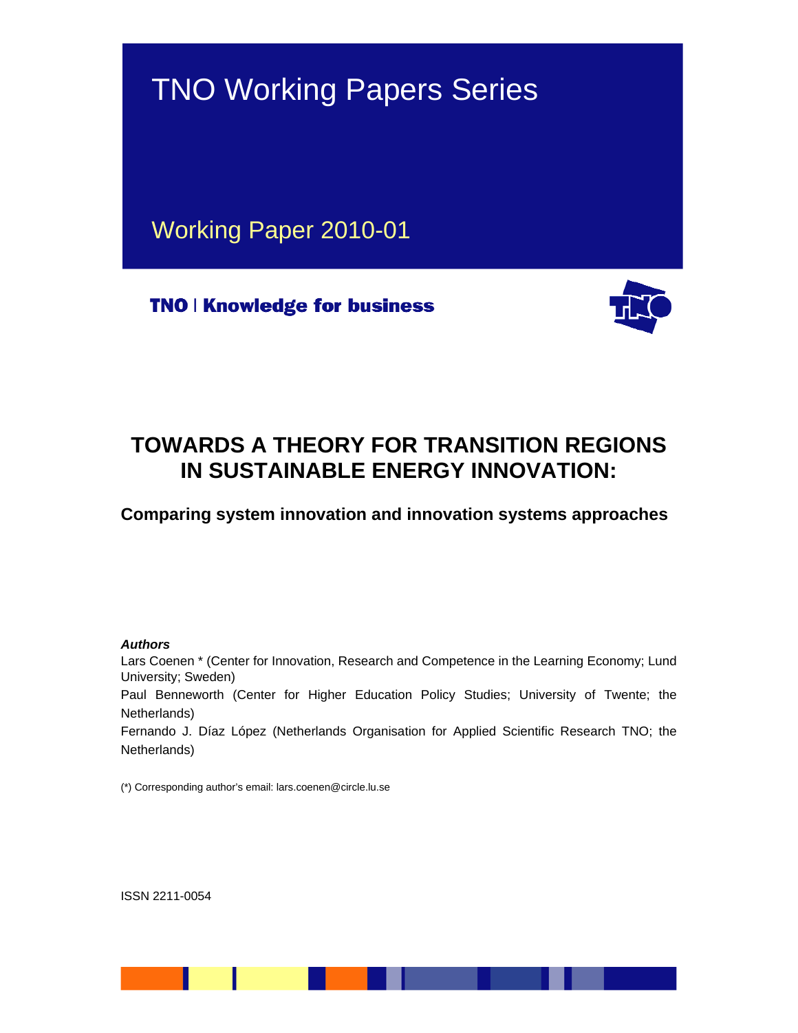# TNO Working Papers Series

## Working Paper 2010-01

**TNO | Knowledge for business**

# TOWARDS A THEORY FOR TRANSITION REGIONS IN SUSTAINABLE ENERGY INNOVATION:

### Comparing system innovation and innovation systems approaches

***Authors***

Lars Coenen * (Center for Innovation, Research and Competence in the Learning Economy; Lund University; Sweden)

Paul Benneworth (Center for Higher Education Policy Studies; University of Twente; the Netherlands)

Fernando J. Díaz López (Netherlands Organisation for Applied Scientific Research TNO; the Netherlands)

(*) Corresponding author's email: lars.coenen@circle.lu.se

ISSN 2211-0054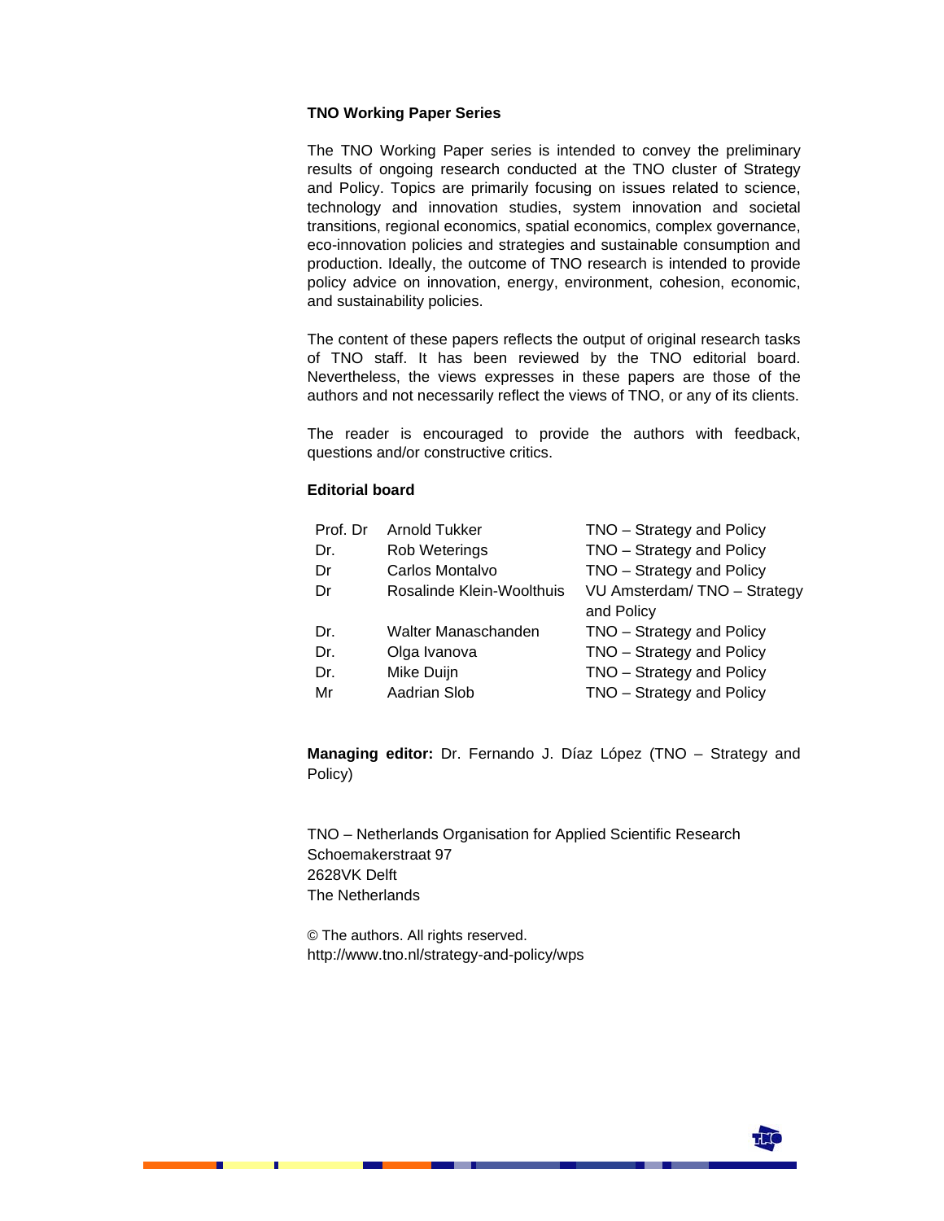**TNO Working Paper Series**

The TNO Working Paper series is intended to convey the preliminary results of ongoing research conducted at the TNO cluster of Strategy and Policy. Topics are primarily focusing on issues related to science, technology and innovation studies, system innovation and societal transitions, regional economics, spatial economics, complex governance, eco-innovation policies and strategies and sustainable consumption and production. Ideally, the outcome of TNO research is intended to provide policy advice on innovation, energy, environment, cohesion, economic, and sustainability policies.

The content of these papers reflects the output of original research tasks of TNO staff. It has been reviewed by the TNO editorial board. Nevertheless, the views expresses in these papers are those of the authors and not necessarily reflect the views of TNO, or any of its clients.

The reader is encouraged to provide the authors with feedback, questions and/or constructive critics.

**Editorial board**

| | | |
|---|---|---|
| Prof. Dr | Arnold Tukker | TNO – Strategy and Policy |
| Dr. | Rob Weterings | TNO – Strategy and Policy |
| Dr | Carlos Montalvo | TNO – Strategy and Policy |
| Dr | Rosalinde Klein-Woolthuis | VU Amsterdam/ TNO – Strategy and Policy |
| Dr. | Walter Manaschanden | TNO – Strategy and Policy |
| Dr. | Olga Ivanova | TNO – Strategy and Policy |
| Dr. | Mike Duijn | TNO – Strategy and Policy |
| Mr | Aadrian Slob | TNO – Strategy and Policy |

**Managing editor:** Dr. Fernando J. Díaz López (TNO – Strategy and Policy)

TNO – Netherlands Organisation for Applied Scientific Research
Schoemakerstraat 97
2628VK Delft
The Netherlands

© The authors. All rights reserved.
http://www.tno.nl/strategy-and-policy/wps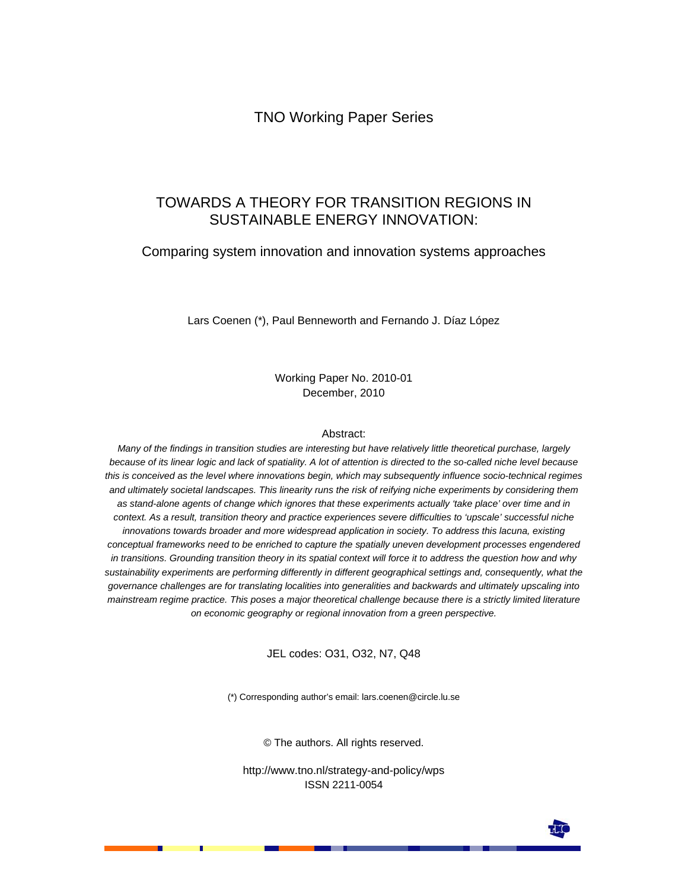TNO Working Paper Series

# TOWARDS A THEORY FOR TRANSITION REGIONS IN SUSTAINABLE ENERGY INNOVATION:

## Comparing system innovation and innovation systems approaches

Lars Coenen (*), Paul Benneworth and Fernando J. Díaz López

Working Paper No. 2010-01
December, 2010

Abstract:

*Many of the findings in transition studies are interesting but have relatively little theoretical purchase, largely because of its linear logic and lack of spatiality. A lot of attention is directed to the so-called niche level because this is conceived as the level where innovations begin, which may subsequently influence socio-technical regimes and ultimately societal landscapes. This linearity runs the risk of reifying niche experiments by considering them as stand-alone agents of change which ignores that these experiments actually 'take place' over time and in context. As a result, transition theory and practice experiences severe difficulties to 'upscale' successful niche innovations towards broader and more widespread application in society. To address this lacuna, existing conceptual frameworks need to be enriched to capture the spatially uneven development processes engendered in transitions. Grounding transition theory in its spatial context will force it to address the question how and why sustainability experiments are performing differently in different geographical settings and, consequently, what the governance challenges are for translating localities into generalities and backwards and ultimately upscaling into mainstream regime practice. This poses a major theoretical challenge because there is a strictly limited literature on economic geography or regional innovation from a green perspective.*

JEL codes: O31, O32, N7, Q48

(*) Corresponding author's email: lars.coenen@circle.lu.se

© The authors. All rights reserved.

http://www.tno.nl/strategy-and-policy/wps
ISSN 2211-0054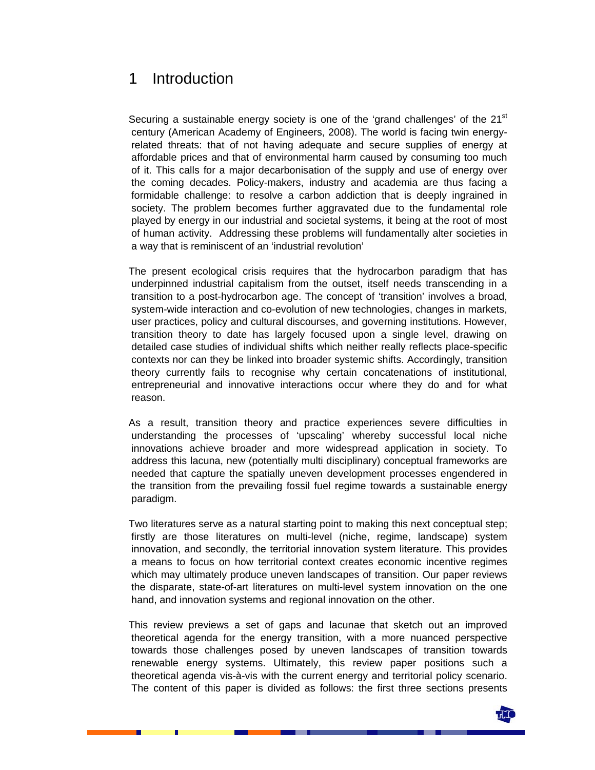# 1 Introduction

Securing a sustainable energy society is one of the 'grand challenges' of the 21st century (American Academy of Engineers, 2008). The world is facing twin energy-related threats: that of not having adequate and secure supplies of energy at affordable prices and that of environmental harm caused by consuming too much of it. This calls for a major decarbonisation of the supply and use of energy over the coming decades. Policy-makers, industry and academia are thus facing a formidable challenge: to resolve a carbon addiction that is deeply ingrained in society. The problem becomes further aggravated due to the fundamental role played by energy in our industrial and societal systems, it being at the root of most of human activity. Addressing these problems will fundamentally alter societies in a way that is reminiscent of an 'industrial revolution'

The present ecological crisis requires that the hydrocarbon paradigm that has underpinned industrial capitalism from the outset, itself needs transcending in a transition to a post-hydrocarbon age. The concept of 'transition' involves a broad, system-wide interaction and co-evolution of new technologies, changes in markets, user practices, policy and cultural discourses, and governing institutions. However, transition theory to date has largely focused upon a single level, drawing on detailed case studies of individual shifts which neither really reflects place-specific contexts nor can they be linked into broader systemic shifts. Accordingly, transition theory currently fails to recognise why certain concatenations of institutional, entrepreneurial and innovative interactions occur where they do and for what reason.

As a result, transition theory and practice experiences severe difficulties in understanding the processes of 'upscaling' whereby successful local niche innovations achieve broader and more widespread application in society. To address this lacuna, new (potentially multi disciplinary) conceptual frameworks are needed that capture the spatially uneven development processes engendered in the transition from the prevailing fossil fuel regime towards a sustainable energy paradigm.

Two literatures serve as a natural starting point to making this next conceptual step; firstly are those literatures on multi-level (niche, regime, landscape) system innovation, and secondly, the territorial innovation system literature. This provides a means to focus on how territorial context creates economic incentive regimes which may ultimately produce uneven landscapes of transition. Our paper reviews the disparate, state-of-art literatures on multi-level system innovation on the one hand, and innovation systems and regional innovation on the other.

This review previews a set of gaps and lacunae that sketch out an improved theoretical agenda for the energy transition, with a more nuanced perspective towards those challenges posed by uneven landscapes of transition towards renewable energy systems. Ultimately, this review paper positions such a theoretical agenda vis-à-vis with the current energy and territorial policy scenario. The content of this paper is divided as follows: the first three sections presents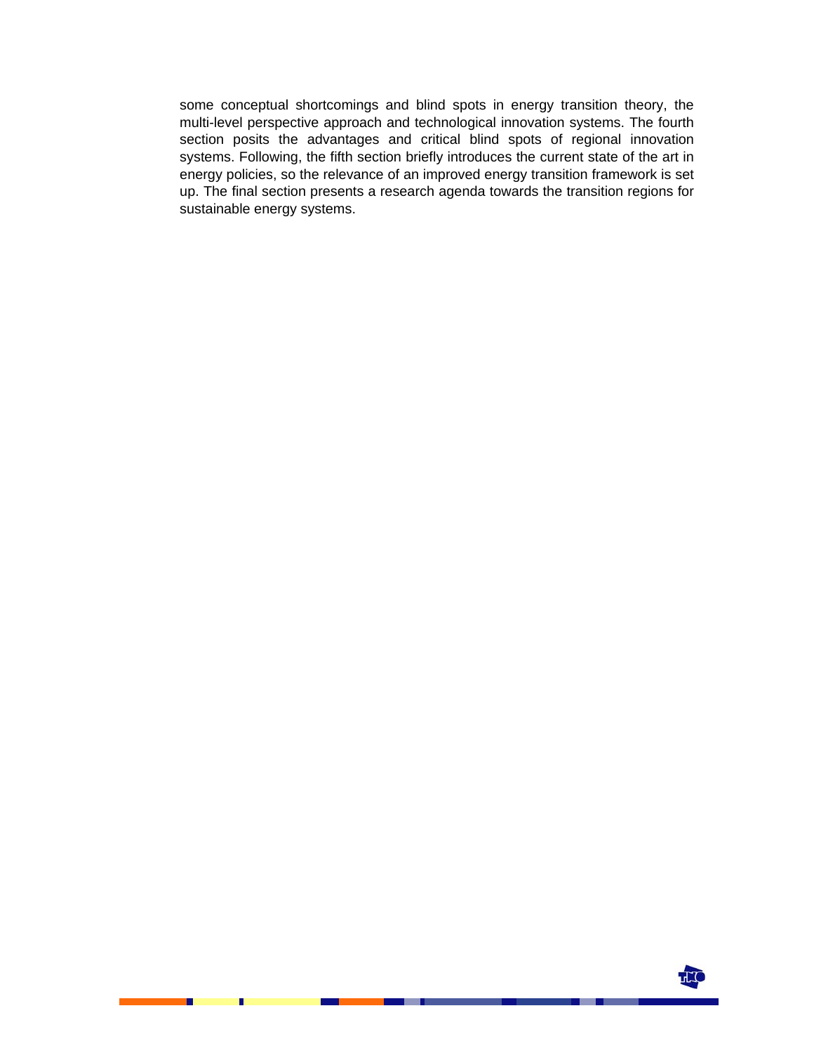some conceptual shortcomings and blind spots in energy transition theory, the multi-level perspective approach and technological innovation systems. The fourth section posits the advantages and critical blind spots of regional innovation systems. Following, the fifth section briefly introduces the current state of the art in energy policies, so the relevance of an improved energy transition framework is set up. The final section presents a research agenda towards the transition regions for sustainable energy systems.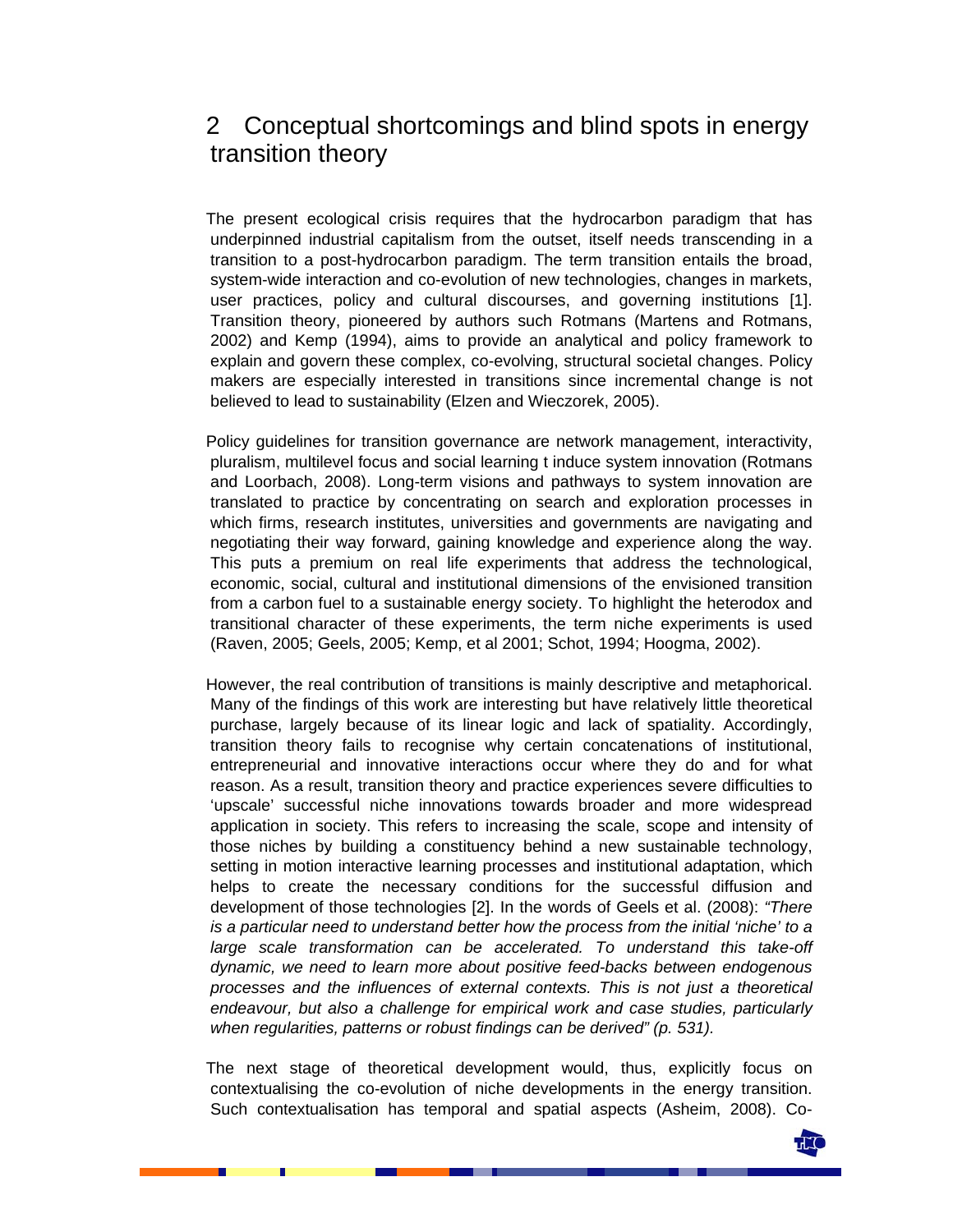## 2 Conceptual shortcomings and blind spots in energy transition theory

The present ecological crisis requires that the hydrocarbon paradigm that has underpinned industrial capitalism from the outset, itself needs transcending in a transition to a post-hydrocarbon paradigm. The term transition entails the broad, system-wide interaction and co-evolution of new technologies, changes in markets, user practices, policy and cultural discourses, and governing institutions [1]. Transition theory, pioneered by authors such Rotmans (Martens and Rotmans, 2002) and Kemp (1994), aims to provide an analytical and policy framework to explain and govern these complex, co-evolving, structural societal changes. Policy makers are especially interested in transitions since incremental change is not believed to lead to sustainability (Elzen and Wieczorek, 2005).

Policy guidelines for transition governance are network management, interactivity, pluralism, multilevel focus and social learning t induce system innovation (Rotmans and Loorbach, 2008). Long-term visions and pathways to system innovation are translated to practice by concentrating on search and exploration processes in which firms, research institutes, universities and governments are navigating and negotiating their way forward, gaining knowledge and experience along the way. This puts a premium on real life experiments that address the technological, economic, social, cultural and institutional dimensions of the envisioned transition from a carbon fuel to a sustainable energy society. To highlight the heterodox and transitional character of these experiments, the term niche experiments is used (Raven, 2005; Geels, 2005; Kemp, et al 2001; Schot, 1994; Hoogma, 2002).

However, the real contribution of transitions is mainly descriptive and metaphorical. Many of the findings of this work are interesting but have relatively little theoretical purchase, largely because of its linear logic and lack of spatiality. Accordingly, transition theory fails to recognise why certain concatenations of institutional, entrepreneurial and innovative interactions occur where they do and for what reason. As a result, transition theory and practice experiences severe difficulties to 'upscale' successful niche innovations towards broader and more widespread application in society. This refers to increasing the scale, scope and intensity of those niches by building a constituency behind a new sustainable technology, setting in motion interactive learning processes and institutional adaptation, which helps to create the necessary conditions for the successful diffusion and development of those technologies [2]. In the words of Geels et al. (2008): *"There is a particular need to understand better how the process from the initial 'niche' to a large scale transformation can be accelerated. To understand this take-off dynamic, we need to learn more about positive feed-backs between endogenous processes and the influences of external contexts. This is not just a theoretical endeavour, but also a challenge for empirical work and case studies, particularly when regularities, patterns or robust findings can be derived" (p. 531).*

The next stage of theoretical development would, thus, explicitly focus on contextualising the co-evolution of niche developments in the energy transition. Such contextualisation has temporal and spatial aspects (Asheim, 2008). Co-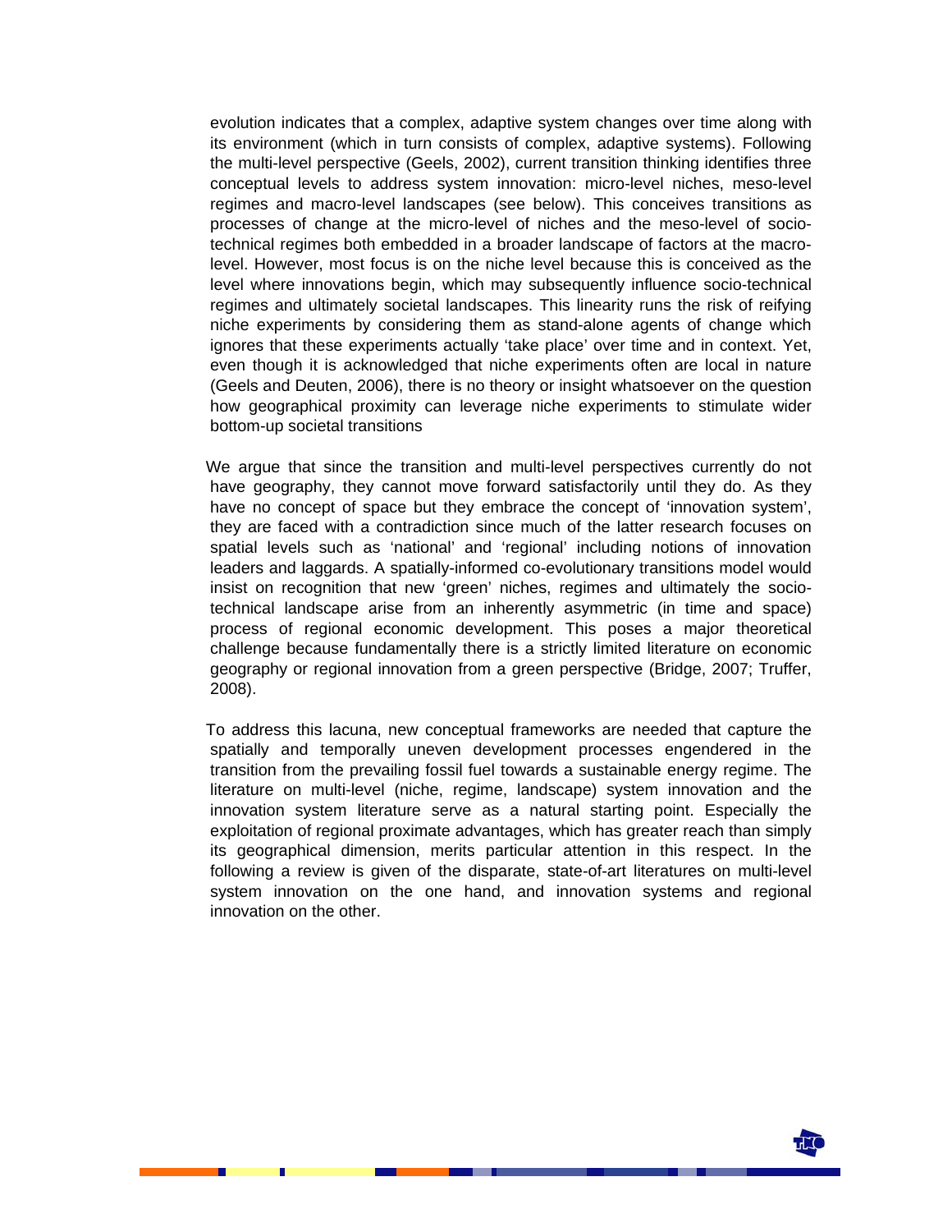evolution indicates that a complex, adaptive system changes over time along with its environment (which in turn consists of complex, adaptive systems). Following the multi-level perspective (Geels, 2002), current transition thinking identifies three conceptual levels to address system innovation: micro-level niches, meso-level regimes and macro-level landscapes (see below). This conceives transitions as processes of change at the micro-level of niches and the meso-level of socio-technical regimes both embedded in a broader landscape of factors at the macro-level. However, most focus is on the niche level because this is conceived as the level where innovations begin, which may subsequently influence socio-technical regimes and ultimately societal landscapes. This linearity runs the risk of reifying niche experiments by considering them as stand-alone agents of change which ignores that these experiments actually 'take place' over time and in context. Yet, even though it is acknowledged that niche experiments often are local in nature (Geels and Deuten, 2006), there is no theory or insight whatsoever on the question how geographical proximity can leverage niche experiments to stimulate wider bottom-up societal transitions

We argue that since the transition and multi-level perspectives currently do not have geography, they cannot move forward satisfactorily until they do. As they have no concept of space but they embrace the concept of 'innovation system', they are faced with a contradiction since much of the latter research focuses on spatial levels such as 'national' and 'regional' including notions of innovation leaders and laggards. A spatially-informed co-evolutionary transitions model would insist on recognition that new 'green' niches, regimes and ultimately the socio-technical landscape arise from an inherently asymmetric (in time and space) process of regional economic development. This poses a major theoretical challenge because fundamentally there is a strictly limited literature on economic geography or regional innovation from a green perspective (Bridge, 2007; Truffer, 2008).

To address this lacuna, new conceptual frameworks are needed that capture the spatially and temporally uneven development processes engendered in the transition from the prevailing fossil fuel towards a sustainable energy regime. The literature on multi-level (niche, regime, landscape) system innovation and the innovation system literature serve as a natural starting point. Especially the exploitation of regional proximate advantages, which has greater reach than simply its geographical dimension, merits particular attention in this respect. In the following a review is given of the disparate, state-of-art literatures on multi-level system innovation on the one hand, and innovation systems and regional innovation on the other.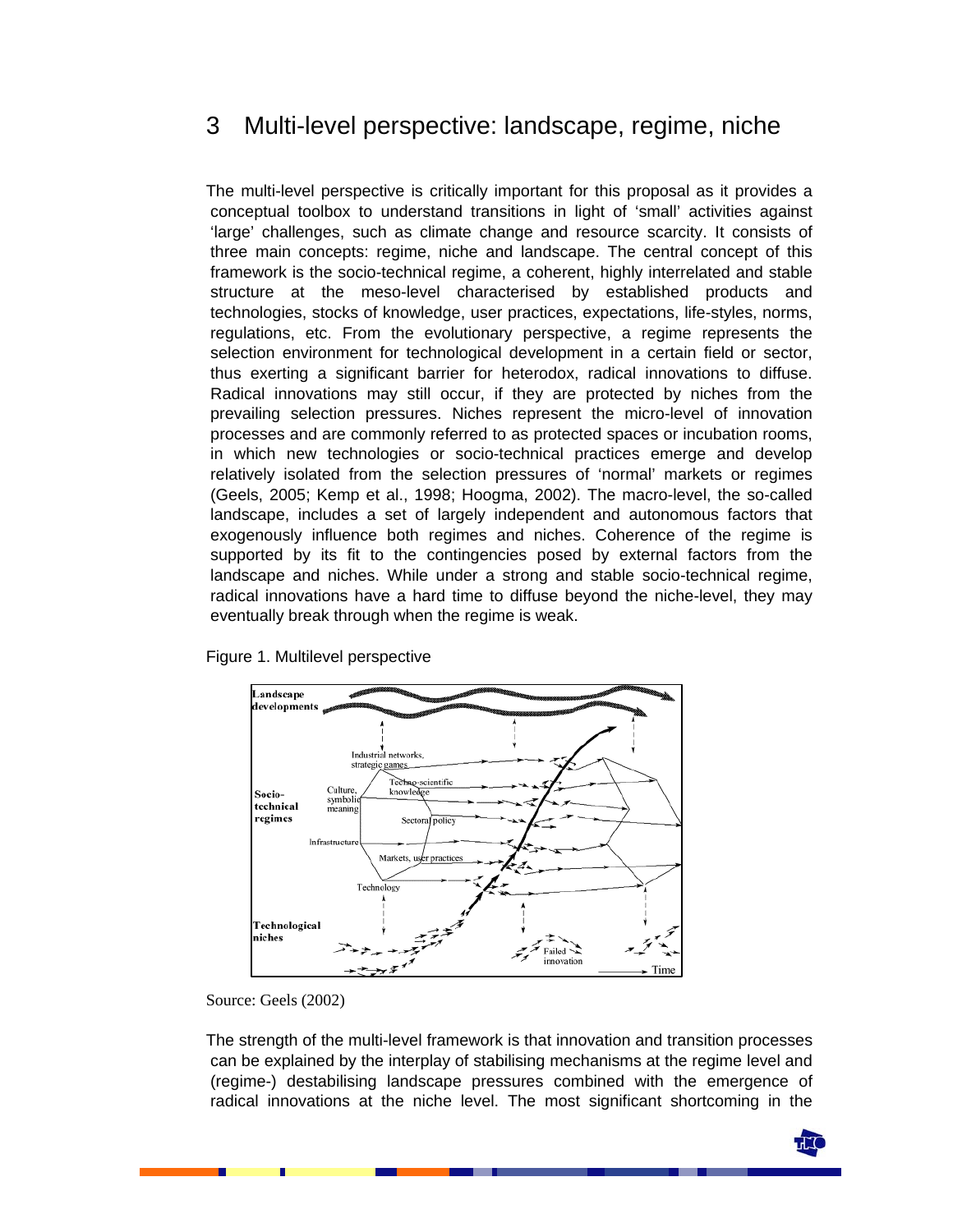# 3 Multi-level perspective: landscape, regime, niche

The multi-level perspective is critically important for this proposal as it provides a conceptual toolbox to understand transitions in light of 'small' activities against 'large' challenges, such as climate change and resource scarcity. It consists of three main concepts: regime, niche and landscape. The central concept of this framework is the socio-technical regime, a coherent, highly interrelated and stable structure at the meso-level characterised by established products and technologies, stocks of knowledge, user practices, expectations, life-styles, norms, regulations, etc. From the evolutionary perspective, a regime represents the selection environment for technological development in a certain field or sector, thus exerting a significant barrier for heterodox, radical innovations to diffuse. Radical innovations may still occur, if they are protected by niches from the prevailing selection pressures. Niches represent the micro-level of innovation processes and are commonly referred to as protected spaces or incubation rooms, in which new technologies or socio-technical practices emerge and develop relatively isolated from the selection pressures of 'normal' markets or regimes (Geels, 2005; Kemp et al., 1998; Hoogma, 2002). The macro-level, the so-called landscape, includes a set of largely independent and autonomous factors that exogenously influence both regimes and niches. Coherence of the regime is supported by its fit to the contingencies posed by external factors from the landscape and niches. While under a strong and stable socio-technical regime, radical innovations have a hard time to diffuse beyond the niche-level, they may eventually break through when the regime is weak.

Figure 1. Multilevel perspective

Source: Geels (2002)

The strength of the multi-level framework is that innovation and transition processes can be explained by the interplay of stabilising mechanisms at the regime level and (regime-) destabilising landscape pressures combined with the emergence of radical innovations at the niche level. The most significant shortcoming in the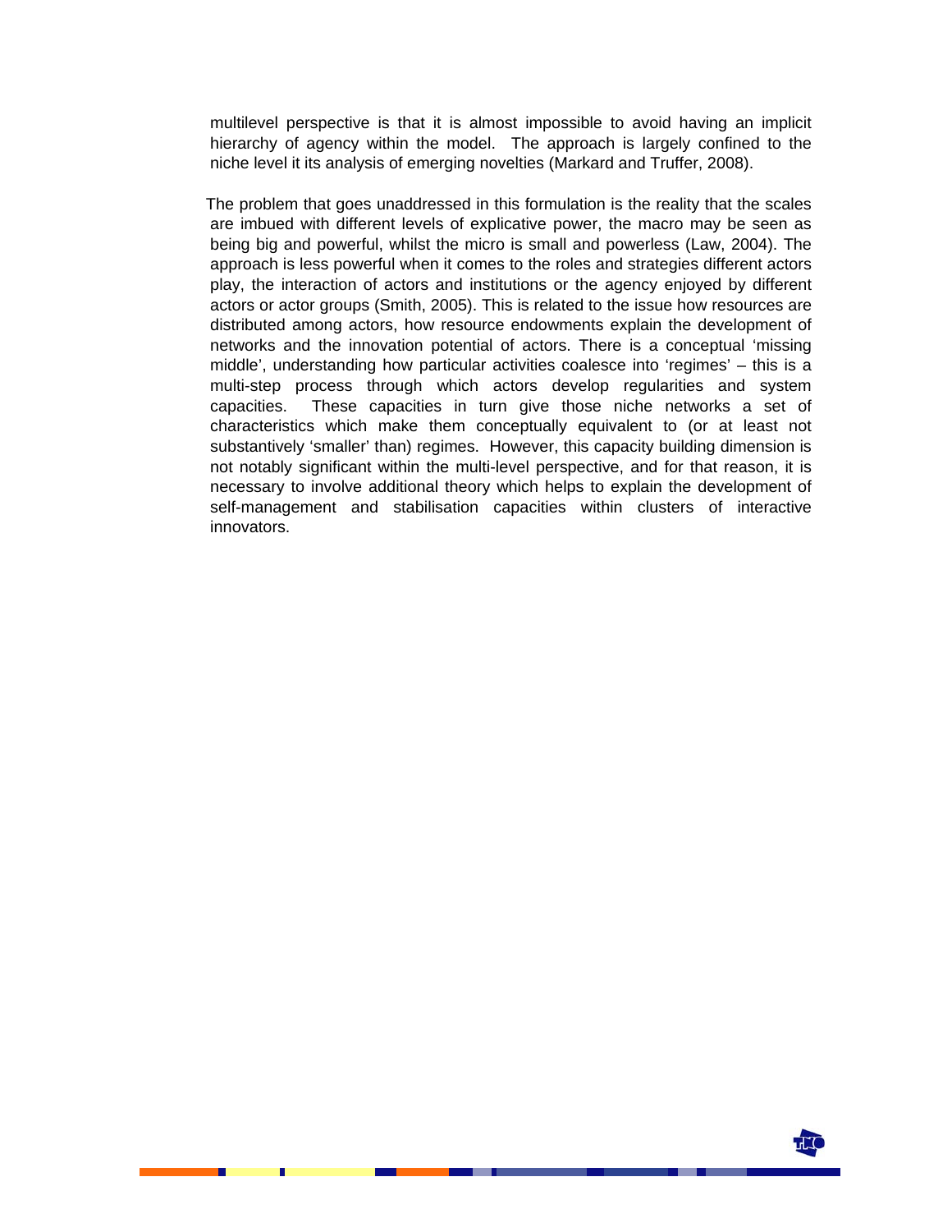multilevel perspective is that it is almost impossible to avoid having an implicit hierarchy of agency within the model. The approach is largely confined to the niche level it its analysis of emerging novelties (Markard and Truffer, 2008).

The problem that goes unaddressed in this formulation is the reality that the scales are imbued with different levels of explicative power, the macro may be seen as being big and powerful, whilst the micro is small and powerless (Law, 2004). The approach is less powerful when it comes to the roles and strategies different actors play, the interaction of actors and institutions or the agency enjoyed by different actors or actor groups (Smith, 2005). This is related to the issue how resources are distributed among actors, how resource endowments explain the development of networks and the innovation potential of actors. There is a conceptual 'missing middle', understanding how particular activities coalesce into 'regimes' – this is a multi-step process through which actors develop regularities and system capacities. These capacities in turn give those niche networks a set of characteristics which make them conceptually equivalent to (or at least not substantively 'smaller' than) regimes. However, this capacity building dimension is not notably significant within the multi-level perspective, and for that reason, it is necessary to involve additional theory which helps to explain the development of self-management and stabilisation capacities within clusters of interactive innovators.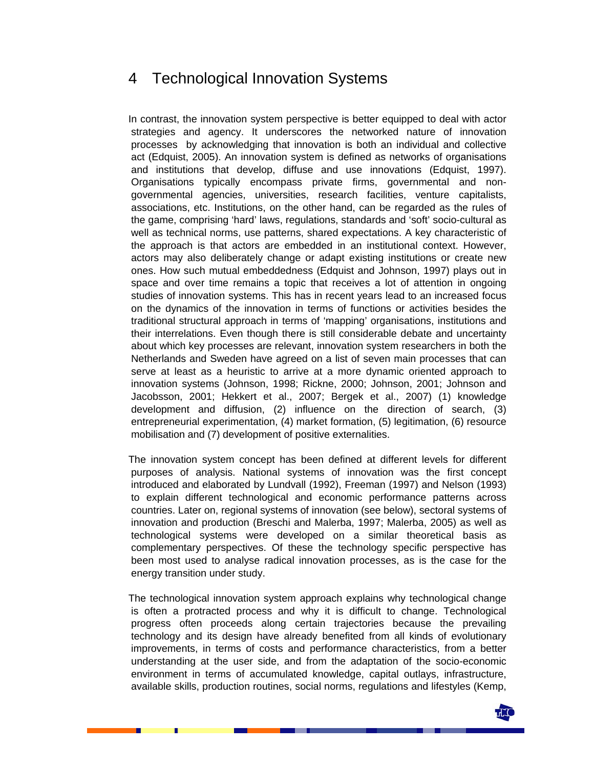# 4 Technological Innovation Systems

In contrast, the innovation system perspective is better equipped to deal with actor strategies and agency. It underscores the networked nature of innovation processes by acknowledging that innovation is both an individual and collective act (Edquist, 2005). An innovation system is defined as networks of organisations and institutions that develop, diffuse and use innovations (Edquist, 1997). Organisations typically encompass private firms, governmental and non-governmental agencies, universities, research facilities, venture capitalists, associations, etc. Institutions, on the other hand, can be regarded as the rules of the game, comprising 'hard' laws, regulations, standards and 'soft' socio-cultural as well as technical norms, use patterns, shared expectations. A key characteristic of the approach is that actors are embedded in an institutional context. However, actors may also deliberately change or adapt existing institutions or create new ones. How such mutual embeddedness (Edquist and Johnson, 1997) plays out in space and over time remains a topic that receives a lot of attention in ongoing studies of innovation systems. This has in recent years lead to an increased focus on the dynamics of the innovation in terms of functions or activities besides the traditional structural approach in terms of 'mapping' organisations, institutions and their interrelations. Even though there is still considerable debate and uncertainty about which key processes are relevant, innovation system researchers in both the Netherlands and Sweden have agreed on a list of seven main processes that can serve at least as a heuristic to arrive at a more dynamic oriented approach to innovation systems (Johnson, 1998; Rickne, 2000; Johnson, 2001; Johnson and Jacobsson, 2001; Hekkert et al., 2007; Bergek et al., 2007) (1) knowledge development and diffusion, (2) influence on the direction of search, (3) entrepreneurial experimentation, (4) market formation, (5) legitimation, (6) resource mobilisation and (7) development of positive externalities.

The innovation system concept has been defined at different levels for different purposes of analysis. National systems of innovation was the first concept introduced and elaborated by Lundvall (1992), Freeman (1997) and Nelson (1993) to explain different technological and economic performance patterns across countries. Later on, regional systems of innovation (see below), sectoral systems of innovation and production (Breschi and Malerba, 1997; Malerba, 2005) as well as technological systems were developed on a similar theoretical basis as complementary perspectives. Of these the technology specific perspective has been most used to analyse radical innovation processes, as is the case for the energy transition under study.

The technological innovation system approach explains why technological change is often a protracted process and why it is difficult to change. Technological progress often proceeds along certain trajectories because the prevailing technology and its design have already benefited from all kinds of evolutionary improvements, in terms of costs and performance characteristics, from a better understanding at the user side, and from the adaptation of the socio-economic environment in terms of accumulated knowledge, capital outlays, infrastructure, available skills, production routines, social norms, regulations and lifestyles (Kemp,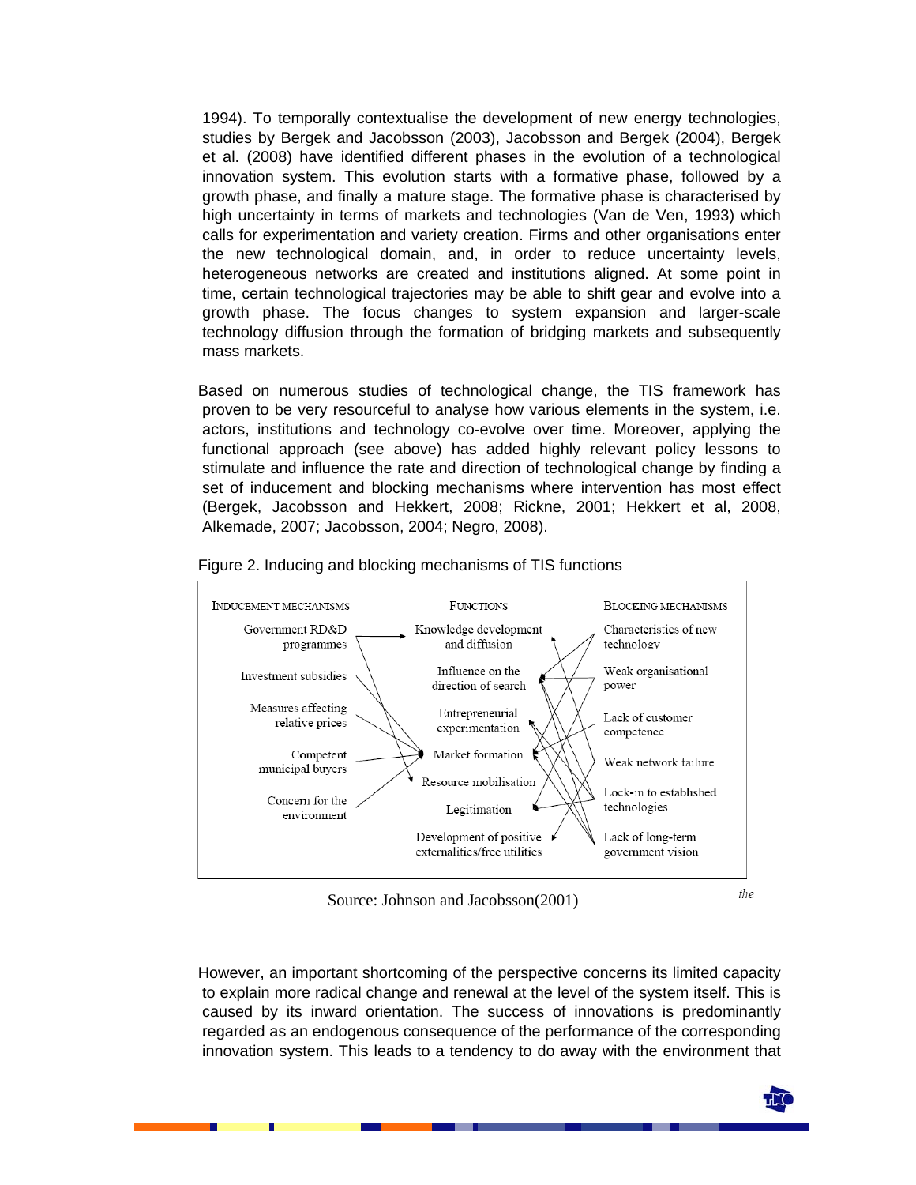1994). To temporally contextualise the development of new energy technologies, studies by Bergek and Jacobsson (2003), Jacobsson and Bergek (2004), Bergek et al. (2008) have identified different phases in the evolution of a technological innovation system. This evolution starts with a formative phase, followed by a growth phase, and finally a mature stage. The formative phase is characterised by high uncertainty in terms of markets and technologies (Van de Ven, 1993) which calls for experimentation and variety creation. Firms and other organisations enter the new technological domain, and, in order to reduce uncertainty levels, heterogeneous networks are created and institutions aligned. At some point in time, certain technological trajectories may be able to shift gear and evolve into a growth phase. The focus changes to system expansion and larger-scale technology diffusion through the formation of bridging markets and subsequently mass markets.

Based on numerous studies of technological change, the TIS framework has proven to be very resourceful to analyse how various elements in the system, i.e. actors, institutions and technology co-evolve over time. Moreover, applying the functional approach (see above) has added highly relevant policy lessons to stimulate and influence the rate and direction of technological change by finding a set of inducement and blocking mechanisms where intervention has most effect (Bergek, Jacobsson and Hekkert, 2008; Rickne, 2001; Hekkert et al, 2008, Alkemade, 2007; Jacobsson, 2004; Negro, 2008).

Figure 2. Inducing and blocking mechanisms of TIS functions

| INDUCEMENT MECHANISMS | FUNCTIONS | BLOCKING MECHANISMS |
|---|---|---|
| Government RD&D programmes | Knowledge development and diffusion | Characteristics of new technology |
| Investment subsidies | Influence on the direction of search | Weak organisational power |
| Measures affecting relative prices | Entrepreneurial experimentation | Lack of customer competence |
| Competent municipal buyers | Market formation | Weak network failure |
| Concern for the environment | Resource mobilisation | Lock-in to established technologies |
| | Legitimation | Lack of long-term government vision |
| | Development of positive externalities/free utilities | |

Source: Johnson and Jacobsson(2001)

However, an important shortcoming of the perspective concerns its limited capacity to explain more radical change and renewal at the level of the system itself. This is caused by its inward orientation. The success of innovations is predominantly regarded as an endogenous consequence of the performance of the corresponding innovation system. This leads to a tendency to do away with the environment that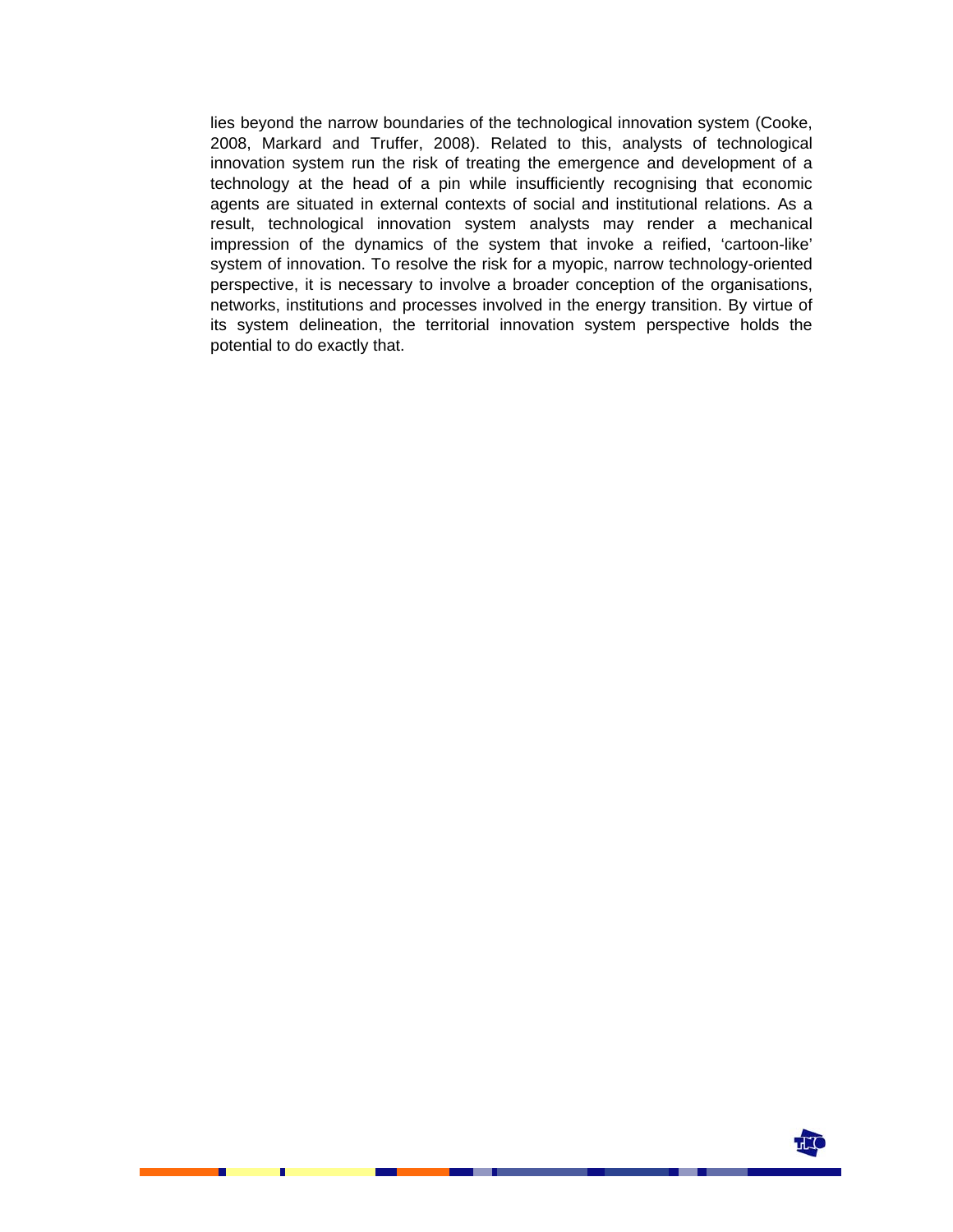lies beyond the narrow boundaries of the technological innovation system (Cooke, 2008, Markard and Truffer, 2008). Related to this, analysts of technological innovation system run the risk of treating the emergence and development of a technology at the head of a pin while insufficiently recognising that economic agents are situated in external contexts of social and institutional relations. As a result, technological innovation system analysts may render a mechanical impression of the dynamics of the system that invoke a reified, 'cartoon-like' system of innovation. To resolve the risk for a myopic, narrow technology-oriented perspective, it is necessary to involve a broader conception of the organisations, networks, institutions and processes involved in the energy transition. By virtue of its system delineation, the territorial innovation system perspective holds the potential to do exactly that.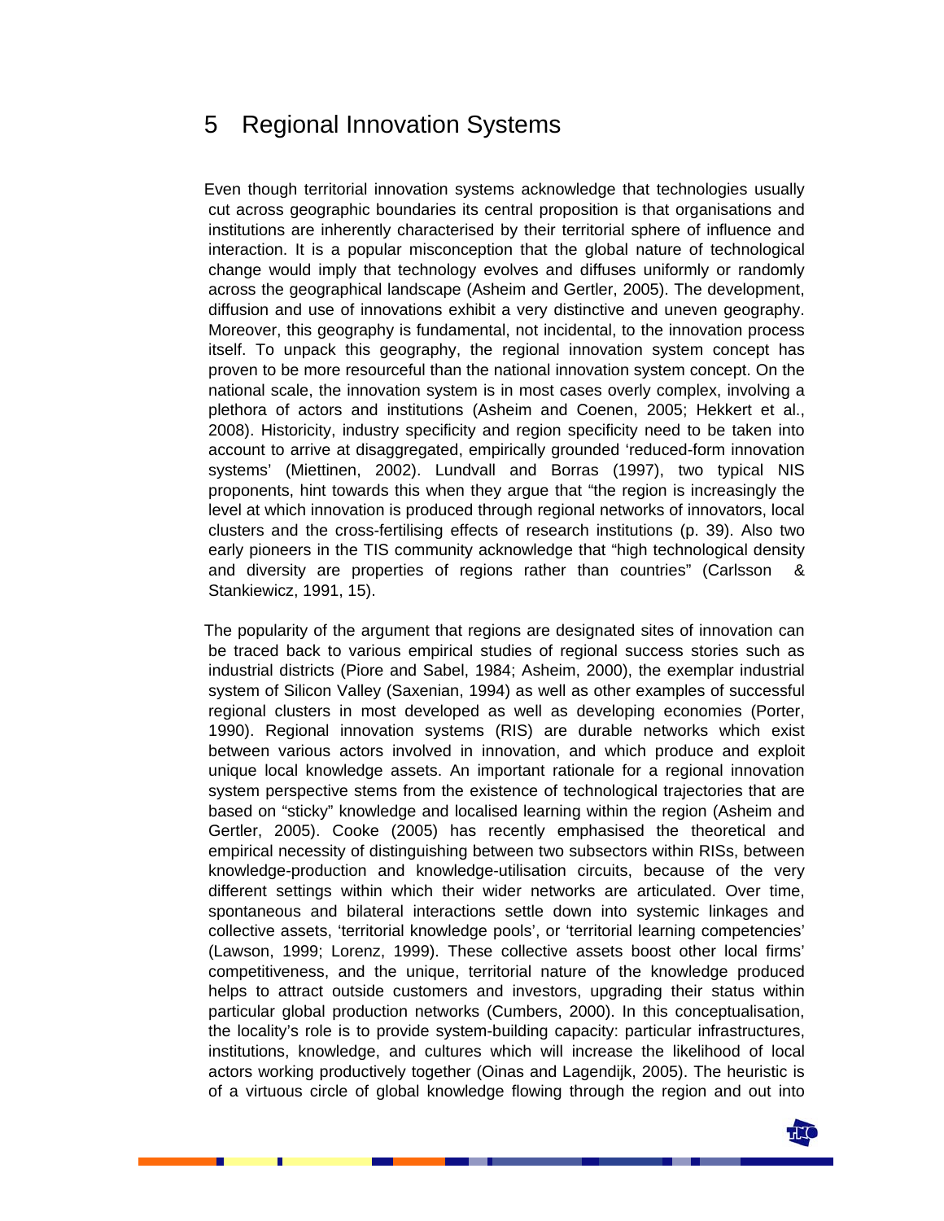# 5 Regional Innovation Systems

Even though territorial innovation systems acknowledge that technologies usually cut across geographic boundaries its central proposition is that organisations and institutions are inherently characterised by their territorial sphere of influence and interaction. It is a popular misconception that the global nature of technological change would imply that technology evolves and diffuses uniformly or randomly across the geographical landscape (Asheim and Gertler, 2005). The development, diffusion and use of innovations exhibit a very distinctive and uneven geography. Moreover, this geography is fundamental, not incidental, to the innovation process itself. To unpack this geography, the regional innovation system concept has proven to be more resourceful than the national innovation system concept. On the national scale, the innovation system is in most cases overly complex, involving a plethora of actors and institutions (Asheim and Coenen, 2005; Hekkert et al., 2008). Historicity, industry specificity and region specificity need to be taken into account to arrive at disaggregated, empirically grounded 'reduced-form innovation systems' (Miettinen, 2002). Lundvall and Borras (1997), two typical NIS proponents, hint towards this when they argue that "the region is increasingly the level at which innovation is produced through regional networks of innovators, local clusters and the cross-fertilising effects of research institutions (p. 39). Also two early pioneers in the TIS community acknowledge that "high technological density and diversity are properties of regions rather than countries" (Carlsson & Stankiewicz, 1991, 15).

The popularity of the argument that regions are designated sites of innovation can be traced back to various empirical studies of regional success stories such as industrial districts (Piore and Sabel, 1984; Asheim, 2000), the exemplar industrial system of Silicon Valley (Saxenian, 1994) as well as other examples of successful regional clusters in most developed as well as developing economies (Porter, 1990). Regional innovation systems (RIS) are durable networks which exist between various actors involved in innovation, and which produce and exploit unique local knowledge assets. An important rationale for a regional innovation system perspective stems from the existence of technological trajectories that are based on "sticky" knowledge and localised learning within the region (Asheim and Gertler, 2005). Cooke (2005) has recently emphasised the theoretical and empirical necessity of distinguishing between two subsectors within RISs, between knowledge-production and knowledge-utilisation circuits, because of the very different settings within which their wider networks are articulated. Over time, spontaneous and bilateral interactions settle down into systemic linkages and collective assets, 'territorial knowledge pools', or 'territorial learning competencies' (Lawson, 1999; Lorenz, 1999). These collective assets boost other local firms' competitiveness, and the unique, territorial nature of the knowledge produced helps to attract outside customers and investors, upgrading their status within particular global production networks (Cumbers, 2000). In this conceptualisation, the locality's role is to provide system-building capacity: particular infrastructures, institutions, knowledge, and cultures which will increase the likelihood of local actors working productively together (Oinas and Lagendijk, 2005). The heuristic is of a virtuous circle of global knowledge flowing through the region and out into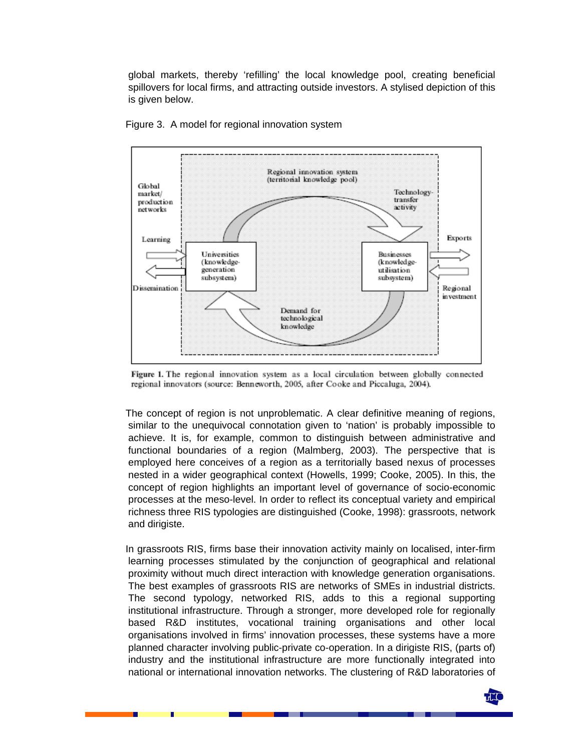global markets, thereby 'refilling' the local knowledge pool, creating beneficial spillovers for local firms, and attracting outside investors. A stylised depiction of this is given below.

Figure 3. A model for regional innovation system

**Figure 1.** The regional innovation system as a local circulation between globally connected regional innovators (source: Benneworth, 2005, after Cooke and Piccaluga, 2004).

The concept of region is not unproblematic. A clear definitive meaning of regions, similar to the unequivocal connotation given to 'nation' is probably impossible to achieve. It is, for example, common to distinguish between administrative and functional boundaries of a region (Malmberg, 2003). The perspective that is employed here conceives of a region as a territorially based nexus of processes nested in a wider geographical context (Howells, 1999; Cooke, 2005). In this, the concept of region highlights an important level of governance of socio-economic processes at the meso-level. In order to reflect its conceptual variety and empirical richness three RIS typologies are distinguished (Cooke, 1998): grassroots, network and dirigiste.

In grassroots RIS, firms base their innovation activity mainly on localised, inter-firm learning processes stimulated by the conjunction of geographical and relational proximity without much direct interaction with knowledge generation organisations. The best examples of grassroots RIS are networks of SMEs in industrial districts. The second typology, networked RIS, adds to this a regional supporting institutional infrastructure. Through a stronger, more developed role for regionally based R&D institutes, vocational training organisations and other local organisations involved in firms' innovation processes, these systems have a more planned character involving public-private co-operation. In a dirigiste RIS, (parts of) industry and the institutional infrastructure are more functionally integrated into national or international innovation networks. The clustering of R&D laboratories of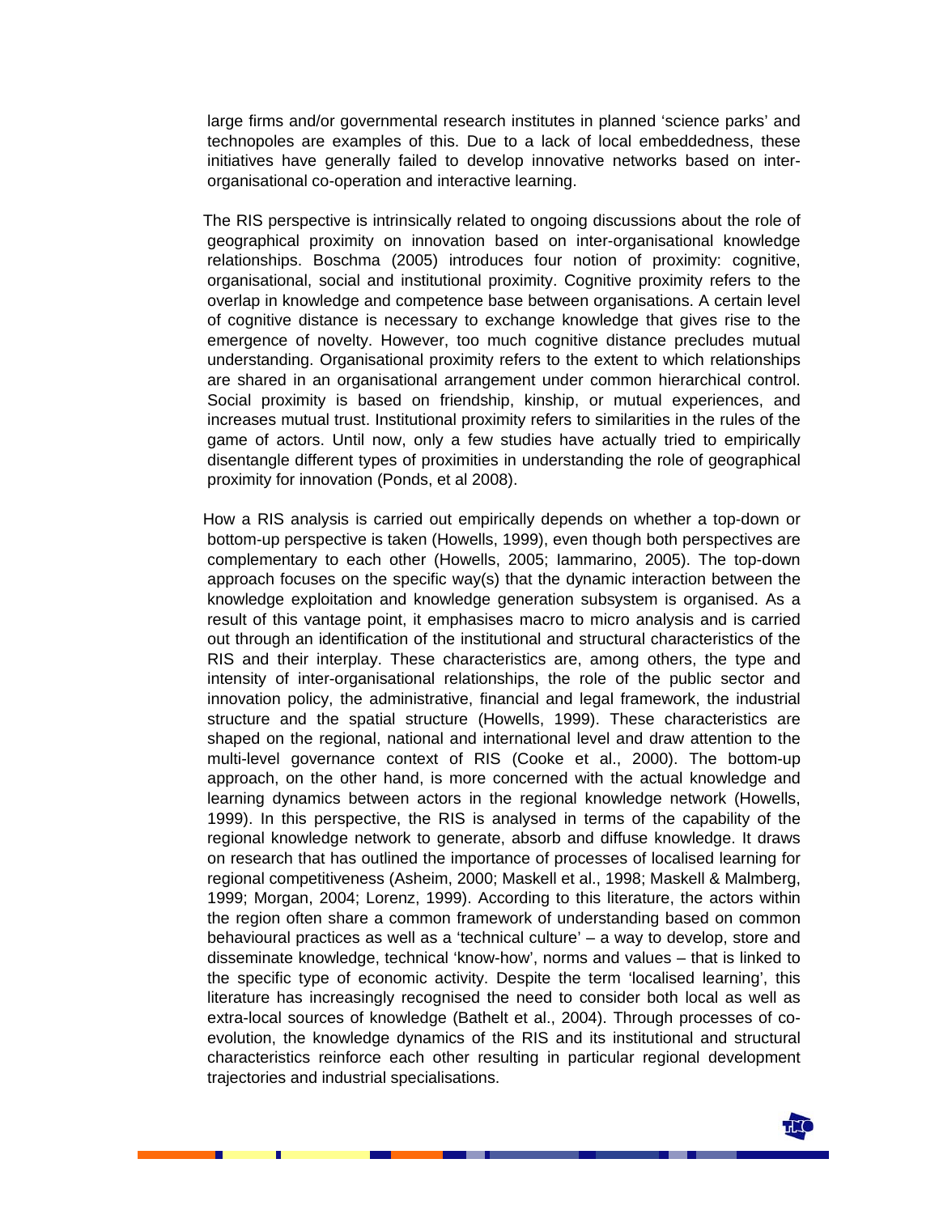large firms and/or governmental research institutes in planned 'science parks' and technopoles are examples of this. Due to a lack of local embeddedness, these initiatives have generally failed to develop innovative networks based on inter-organisational co-operation and interactive learning.

The RIS perspective is intrinsically related to ongoing discussions about the role of geographical proximity on innovation based on inter-organisational knowledge relationships. Boschma (2005) introduces four notion of proximity: cognitive, organisational, social and institutional proximity. Cognitive proximity refers to the overlap in knowledge and competence base between organisations. A certain level of cognitive distance is necessary to exchange knowledge that gives rise to the emergence of novelty. However, too much cognitive distance precludes mutual understanding. Organisational proximity refers to the extent to which relationships are shared in an organisational arrangement under common hierarchical control. Social proximity is based on friendship, kinship, or mutual experiences, and increases mutual trust. Institutional proximity refers to similarities in the rules of the game of actors. Until now, only a few studies have actually tried to empirically disentangle different types of proximities in understanding the role of geographical proximity for innovation (Ponds, et al 2008).

How a RIS analysis is carried out empirically depends on whether a top-down or bottom-up perspective is taken (Howells, 1999), even though both perspectives are complementary to each other (Howells, 2005; Iammarino, 2005). The top-down approach focuses on the specific way(s) that the dynamic interaction between the knowledge exploitation and knowledge generation subsystem is organised. As a result of this vantage point, it emphasises macro to micro analysis and is carried out through an identification of the institutional and structural characteristics of the RIS and their interplay. These characteristics are, among others, the type and intensity of inter-organisational relationships, the role of the public sector and innovation policy, the administrative, financial and legal framework, the industrial structure and the spatial structure (Howells, 1999). These characteristics are shaped on the regional, national and international level and draw attention to the multi-level governance context of RIS (Cooke et al., 2000). The bottom-up approach, on the other hand, is more concerned with the actual knowledge and learning dynamics between actors in the regional knowledge network (Howells, 1999). In this perspective, the RIS is analysed in terms of the capability of the regional knowledge network to generate, absorb and diffuse knowledge. It draws on research that has outlined the importance of processes of localised learning for regional competitiveness (Asheim, 2000; Maskell et al., 1998; Maskell & Malmberg, 1999; Morgan, 2004; Lorenz, 1999). According to this literature, the actors within the region often share a common framework of understanding based on common behavioural practices as well as a 'technical culture' – a way to develop, store and disseminate knowledge, technical 'know-how', norms and values – that is linked to the specific type of economic activity. Despite the term 'localised learning', this literature has increasingly recognised the need to consider both local as well as extra-local sources of knowledge (Bathelt et al., 2004). Through processes of co-evolution, the knowledge dynamics of the RIS and its institutional and structural characteristics reinforce each other resulting in particular regional development trajectories and industrial specialisations.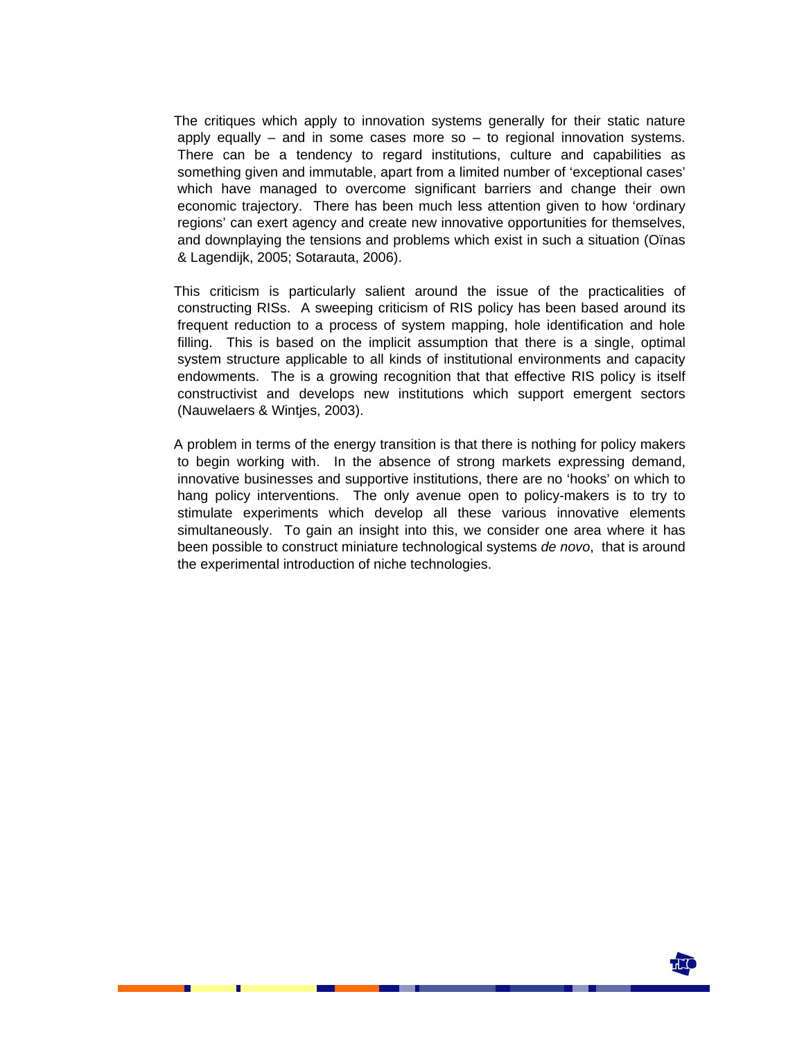The critiques which apply to innovation systems generally for their static nature apply equally – and in some cases more so – to regional innovation systems. There can be a tendency to regard institutions, culture and capabilities as something given and immutable, apart from a limited number of 'exceptional cases' which have managed to overcome significant barriers and change their own economic trajectory. There has been much less attention given to how 'ordinary regions' can exert agency and create new innovative opportunities for themselves, and downplaying the tensions and problems which exist in such a situation (Oïnas & Lagendijk, 2005; Sotarauta, 2006).

This criticism is particularly salient around the issue of the practicalities of constructing RISs. A sweeping criticism of RIS policy has been based around its frequent reduction to a process of system mapping, hole identification and hole filling. This is based on the implicit assumption that there is a single, optimal system structure applicable to all kinds of institutional environments and capacity endowments. The is a growing recognition that that effective RIS policy is itself constructivist and develops new institutions which support emergent sectors (Nauwelaers & Wintjes, 2003).

A problem in terms of the energy transition is that there is nothing for policy makers to begin working with. In the absence of strong markets expressing demand, innovative businesses and supportive institutions, there are no 'hooks' on which to hang policy interventions. The only avenue open to policy-makers is to try to stimulate experiments which develop all these various innovative elements simultaneously. To gain an insight into this, we consider one area where it has been possible to construct miniature technological systems *de novo*, that is around the experimental introduction of niche technologies.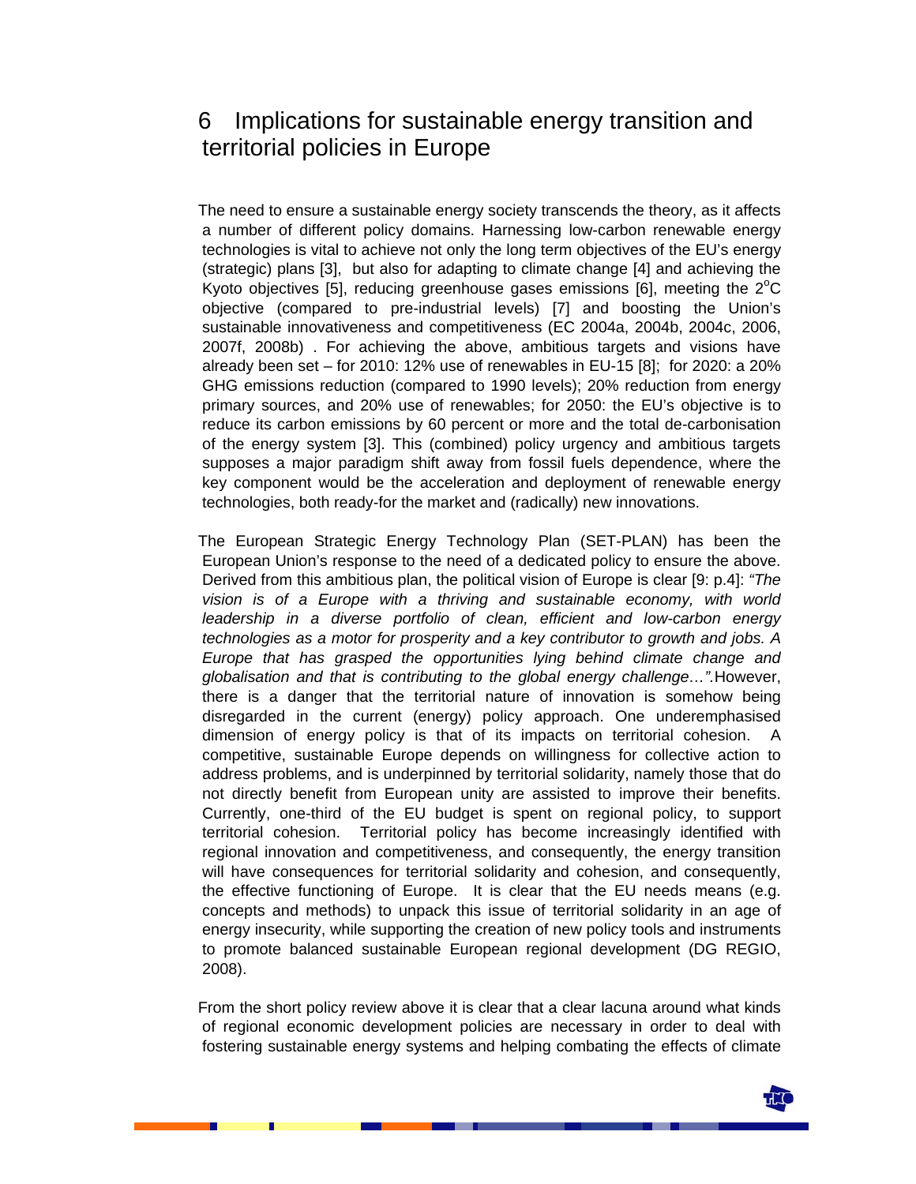# 6 Implications for sustainable energy transition and territorial policies in Europe

The need to ensure a sustainable energy society transcends the theory, as it affects a number of different policy domains. Harnessing low-carbon renewable energy technologies is vital to achieve not only the long term objectives of the EU's energy (strategic) plans [3], but also for adapting to climate change [4] and achieving the Kyoto objectives [5], reducing greenhouse gases emissions [6], meeting the $2^{o}$C objective (compared to pre-industrial levels) [7] and boosting the Union's sustainable innovativeness and competitiveness (EC 2004a, 2004b, 2004c, 2006, 2007f, 2008b) . For achieving the above, ambitious targets and visions have already been set – for 2010: 12% use of renewables in EU-15 [8]; for 2020: a 20% GHG emissions reduction (compared to 1990 levels); 20% reduction from energy primary sources, and 20% use of renewables; for 2050: the EU's objective is to reduce its carbon emissions by 60 percent or more and the total de-carbonisation of the energy system [3]. This (combined) policy urgency and ambitious targets supposes a major paradigm shift away from fossil fuels dependence, where the key component would be the acceleration and deployment of renewable energy technologies, both ready-for the market and (radically) new innovations.

The European Strategic Energy Technology Plan (SET-PLAN) has been the European Union's response to the need of a dedicated policy to ensure the above. Derived from this ambitious plan, the political vision of Europe is clear [9: p.4]: *"The vision is of a Europe with a thriving and sustainable economy, with world leadership in a diverse portfolio of clean, efficient and low-carbon energy technologies as a motor for prosperity and a key contributor to growth and jobs. A Europe that has grasped the opportunities lying behind climate change and globalisation and that is contributing to the global energy challenge…".* However, there is a danger that the territorial nature of innovation is somehow being disregarded in the current (energy) policy approach. One underemphasised dimension of energy policy is that of its impacts on territorial cohesion. A competitive, sustainable Europe depends on willingness for collective action to address problems, and is underpinned by territorial solidarity, namely those that do not directly benefit from European unity are assisted to improve their benefits. Currently, one-third of the EU budget is spent on regional policy, to support territorial cohesion. Territorial policy has become increasingly identified with regional innovation and competitiveness, and consequently, the energy transition will have consequences for territorial solidarity and cohesion, and consequently, the effective functioning of Europe. It is clear that the EU needs means (e.g. concepts and methods) to unpack this issue of territorial solidarity in an age of energy insecurity, while supporting the creation of new policy tools and instruments to promote balanced sustainable European regional development (DG REGIO, 2008).

From the short policy review above it is clear that a clear lacuna around what kinds of regional economic development policies are necessary in order to deal with fostering sustainable energy systems and helping combating the effects of climate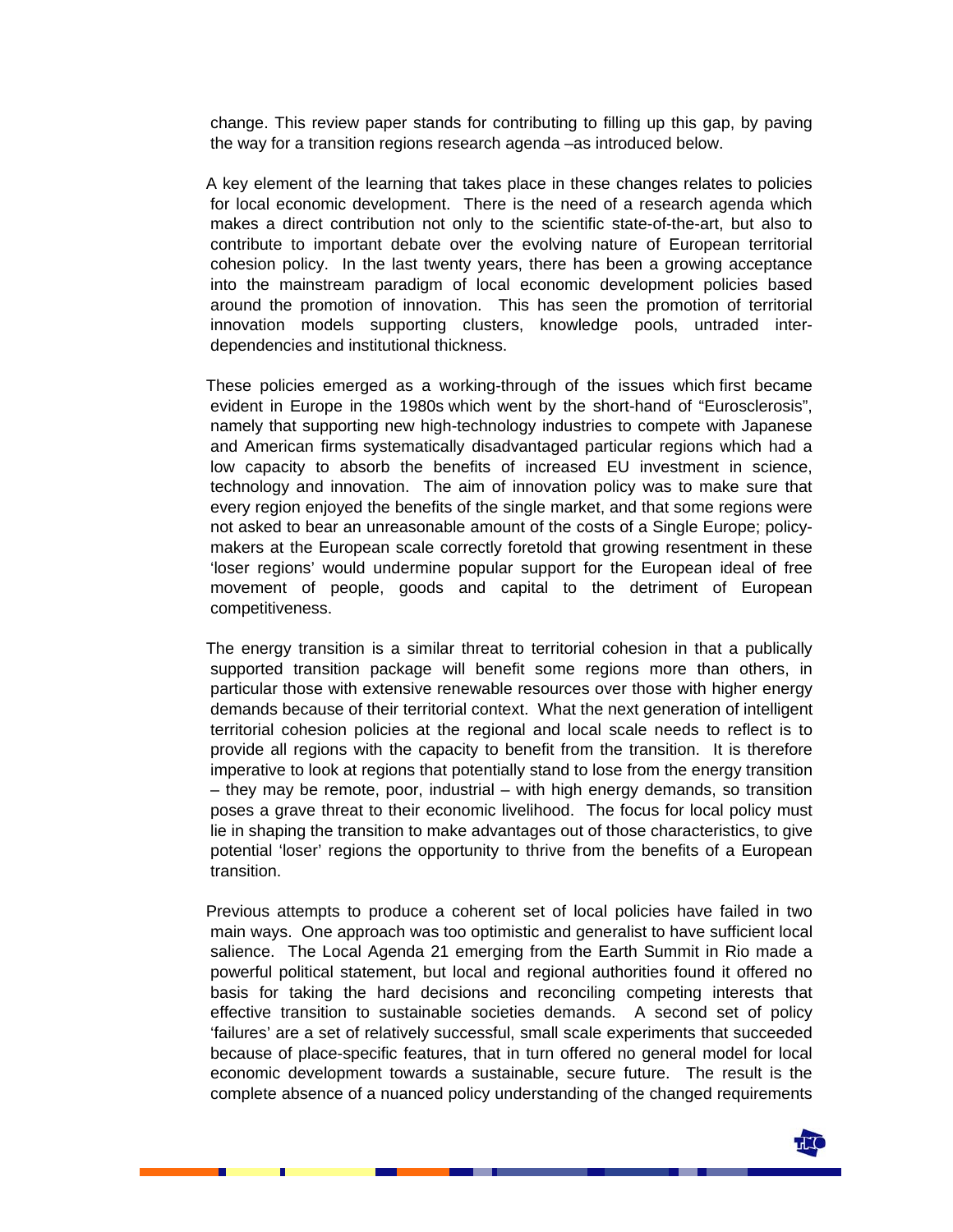change. This review paper stands for contributing to filling up this gap, by paving the way for a transition regions research agenda –as introduced below.

A key element of the learning that takes place in these changes relates to policies for local economic development. There is the need of a research agenda which makes a direct contribution not only to the scientific state-of-the-art, but also to contribute to important debate over the evolving nature of European territorial cohesion policy. In the last twenty years, there has been a growing acceptance into the mainstream paradigm of local economic development policies based around the promotion of innovation. This has seen the promotion of territorial innovation models supporting clusters, knowledge pools, untraded inter-dependencies and institutional thickness.

These policies emerged as a working-through of the issues which first became evident in Europe in the 1980s which went by the short-hand of "Eurosclerosis", namely that supporting new high-technology industries to compete with Japanese and American firms systematically disadvantaged particular regions which had a low capacity to absorb the benefits of increased EU investment in science, technology and innovation. The aim of innovation policy was to make sure that every region enjoyed the benefits of the single market, and that some regions were not asked to bear an unreasonable amount of the costs of a Single Europe; policy-makers at the European scale correctly foretold that growing resentment in these 'loser regions' would undermine popular support for the European ideal of free movement of people, goods and capital to the detriment of European competitiveness.

The energy transition is a similar threat to territorial cohesion in that a publically supported transition package will benefit some regions more than others, in particular those with extensive renewable resources over those with higher energy demands because of their territorial context. What the next generation of intelligent territorial cohesion policies at the regional and local scale needs to reflect is to provide all regions with the capacity to benefit from the transition. It is therefore imperative to look at regions that potentially stand to lose from the energy transition – they may be remote, poor, industrial – with high energy demands, so transition poses a grave threat to their economic livelihood. The focus for local policy must lie in shaping the transition to make advantages out of those characteristics, to give potential 'loser' regions the opportunity to thrive from the benefits of a European transition.

Previous attempts to produce a coherent set of local policies have failed in two main ways. One approach was too optimistic and generalist to have sufficient local salience. The Local Agenda 21 emerging from the Earth Summit in Rio made a powerful political statement, but local and regional authorities found it offered no basis for taking the hard decisions and reconciling competing interests that effective transition to sustainable societies demands. A second set of policy 'failures' are a set of relatively successful, small scale experiments that succeeded because of place-specific features, that in turn offered no general model for local economic development towards a sustainable, secure future. The result is the complete absence of a nuanced policy understanding of the changed requirements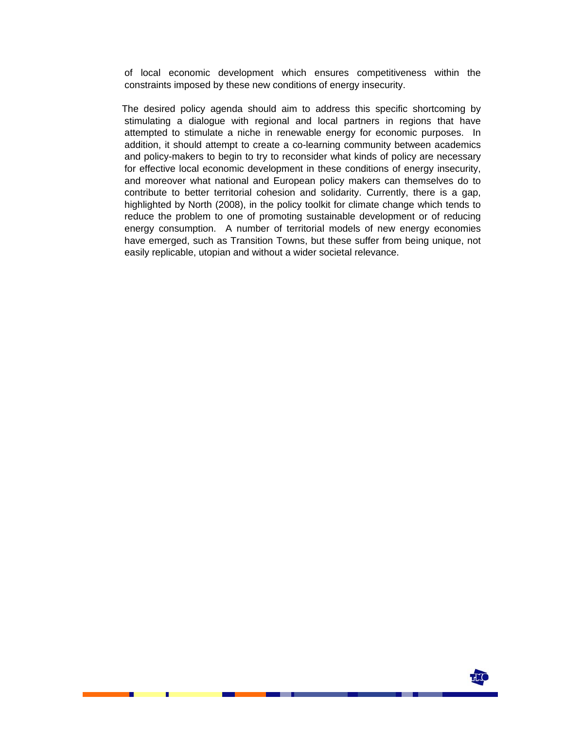of local economic development which ensures competitiveness within the constraints imposed by these new conditions of energy insecurity.

The desired policy agenda should aim to address this specific shortcoming by stimulating a dialogue with regional and local partners in regions that have attempted to stimulate a niche in renewable energy for economic purposes. In addition, it should attempt to create a co-learning community between academics and policy-makers to begin to try to reconsider what kinds of policy are necessary for effective local economic development in these conditions of energy insecurity, and moreover what national and European policy makers can themselves do to contribute to better territorial cohesion and solidarity. Currently, there is a gap, highlighted by North (2008), in the policy toolkit for climate change which tends to reduce the problem to one of promoting sustainable development or of reducing energy consumption. A number of territorial models of new energy economies have emerged, such as Transition Towns, but these suffer from being unique, not easily replicable, utopian and without a wider societal relevance.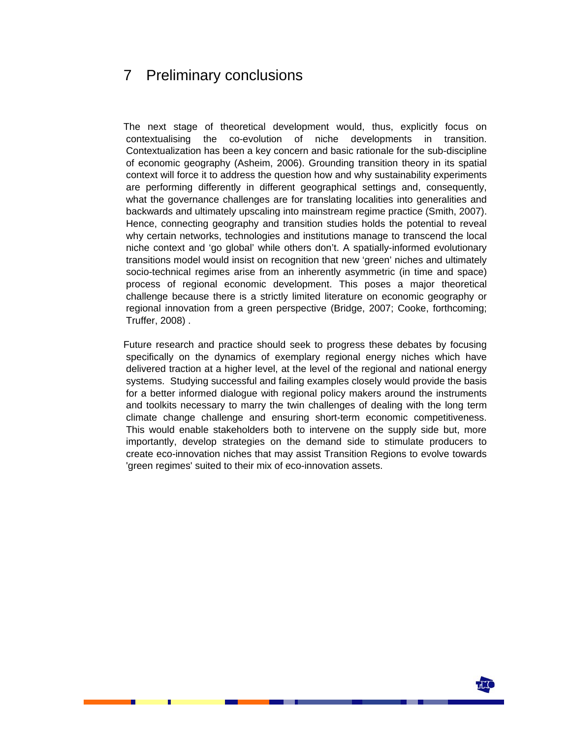# 7 Preliminary conclusions

The next stage of theoretical development would, thus, explicitly focus on contextualising the co-evolution of niche developments in transition. Contextualization has been a key concern and basic rationale for the sub-discipline of economic geography (Asheim, 2006). Grounding transition theory in its spatial context will force it to address the question how and why sustainability experiments are performing differently in different geographical settings and, consequently, what the governance challenges are for translating localities into generalities and backwards and ultimately upscaling into mainstream regime practice (Smith, 2007). Hence, connecting geography and transition studies holds the potential to reveal why certain networks, technologies and institutions manage to transcend the local niche context and 'go global' while others don't. A spatially-informed evolutionary transitions model would insist on recognition that new 'green' niches and ultimately socio-technical regimes arise from an inherently asymmetric (in time and space) process of regional economic development. This poses a major theoretical challenge because there is a strictly limited literature on economic geography or regional innovation from a green perspective (Bridge, 2007; Cooke, forthcoming; Truffer, 2008) .

Future research and practice should seek to progress these debates by focusing specifically on the dynamics of exemplary regional energy niches which have delivered traction at a higher level, at the level of the regional and national energy systems. Studying successful and failing examples closely would provide the basis for a better informed dialogue with regional policy makers around the instruments and toolkits necessary to marry the twin challenges of dealing with the long term climate change challenge and ensuring short-term economic competitiveness. This would enable stakeholders both to intervene on the supply side but, more importantly, develop strategies on the demand side to stimulate producers to create eco-innovation niches that may assist Transition Regions to evolve towards 'green regimes' suited to their mix of eco-innovation assets.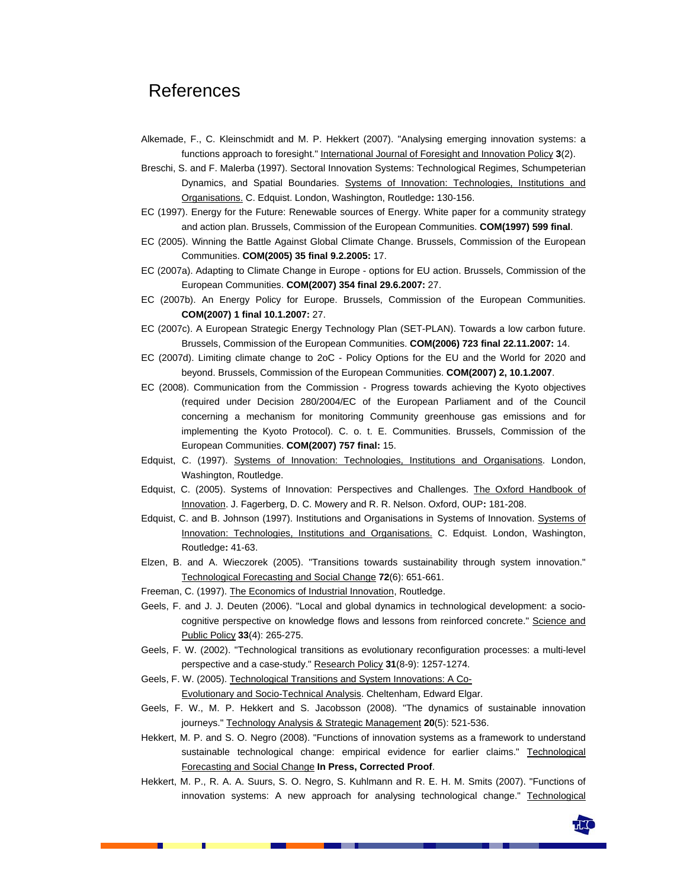# References

Alkemade, F., C. Kleinschmidt and M. P. Hekkert (2007). "Analysing emerging innovation systems: a functions approach to foresight." International Journal of Foresight and Innovation Policy **3**(2).

Breschi, S. and F. Malerba (1997). Sectoral Innovation Systems: Technological Regimes, Schumpeterian Dynamics, and Spatial Boundaries. Systems of Innovation: Technologies, Institutions and Organisations. C. Edquist. London, Washington, Routledge**:** 130-156.

EC (1997). Energy for the Future: Renewable sources of Energy. White paper for a community strategy and action plan. Brussels, Commission of the European Communities. **COM(1997) 599 final**.

EC (2005). Winning the Battle Against Global Climate Change. Brussels, Commission of the European Communities. **COM(2005) 35 final 9.2.2005:** 17.

EC (2007a). Adapting to Climate Change in Europe - options for EU action. Brussels, Commission of the European Communities. **COM(2007) 354 final 29.6.2007:** 27.

EC (2007b). An Energy Policy for Europe. Brussels, Commission of the European Communities. **COM(2007) 1 final 10.1.2007:** 27.

EC (2007c). A European Strategic Energy Technology Plan (SET-PLAN). Towards a low carbon future. Brussels, Commission of the European Communities. **COM(2006) 723 final 22.11.2007:** 14.

EC (2007d). Limiting climate change to 2oC - Policy Options for the EU and the World for 2020 and beyond. Brussels, Commission of the European Communities. **COM(2007) 2, 10.1.2007**.

EC (2008). Communication from the Commission - Progress towards achieving the Kyoto objectives (required under Decision 280/2004/EC of the European Parliament and of the Council concerning a mechanism for monitoring Community greenhouse gas emissions and for implementing the Kyoto Protocol). C. o. t. E. Communities. Brussels, Commission of the European Communities. **COM(2007) 757 final:** 15.

Edquist, C. (1997). Systems of Innovation: Technologies, Institutions and Organisations. London, Washington, Routledge.

Edquist, C. (2005). Systems of Innovation: Perspectives and Challenges. The Oxford Handbook of Innovation. J. Fagerberg, D. C. Mowery and R. R. Nelson. Oxford, OUP**:** 181-208.

Edquist, C. and B. Johnson (1997). Institutions and Organisations in Systems of Innovation. Systems of Innovation: Technologies, Institutions and Organisations. C. Edquist. London, Washington, Routledge**:** 41-63.

Elzen, B. and A. Wieczorek (2005). "Transitions towards sustainability through system innovation." Technological Forecasting and Social Change **72**(6): 651-661.

Freeman, C. (1997). The Economics of Industrial Innovation, Routledge.

Geels, F. and J. J. Deuten (2006). "Local and global dynamics in technological development: a socio-cognitive perspective on knowledge flows and lessons from reinforced concrete." Science and Public Policy **33**(4): 265-275.

Geels, F. W. (2002). "Technological transitions as evolutionary reconfiguration processes: a multi-level perspective and a case-study." Research Policy **31**(8-9): 1257-1274.

Geels, F. W. (2005). Technological Transitions and System Innovations: A Co-Evolutionary and Socio-Technical Analysis. Cheltenham, Edward Elgar.

Geels, F. W., M. P. Hekkert and S. Jacobsson (2008). "The dynamics of sustainable innovation journeys." Technology Analysis & Strategic Management **20**(5): 521-536.

Hekkert, M. P. and S. O. Negro (2008). "Functions of innovation systems as a framework to understand sustainable technological change: empirical evidence for earlier claims." Technological Forecasting and Social Change **In Press, Corrected Proof**.

Hekkert, M. P., R. A. A. Suurs, S. O. Negro, S. Kuhlmann and R. E. H. M. Smits (2007). "Functions of innovation systems: A new approach for analysing technological change." Technological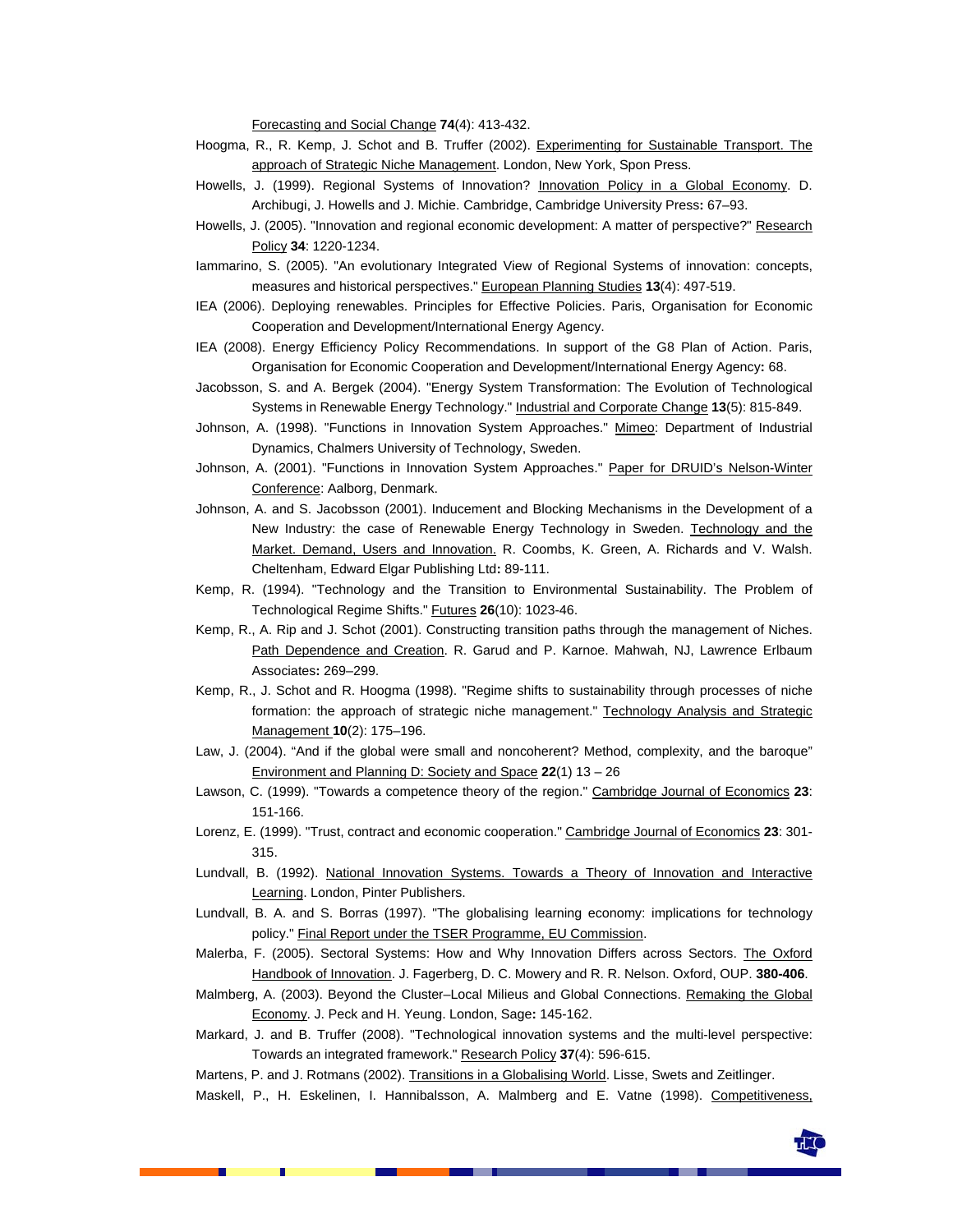Forecasting and Social Change **74**(4): 413-432.

Hoogma, R., R. Kemp, J. Schot and B. Truffer (2002). Experimenting for Sustainable Transport. The approach of Strategic Niche Management. London, New York, Spon Press.

Howells, J. (1999). Regional Systems of Innovation? Innovation Policy in a Global Economy. D. Archibugi, J. Howells and J. Michie. Cambridge, Cambridge University Press**:** 67–93.

Howells, J. (2005). "Innovation and regional economic development: A matter of perspective?" Research Policy **34**: 1220-1234.

Iammarino, S. (2005). "An evolutionary Integrated View of Regional Systems of innovation: concepts, measures and historical perspectives." European Planning Studies **13**(4): 497-519.

IEA (2006). Deploying renewables. Principles for Effective Policies. Paris, Organisation for Economic Cooperation and Development/International Energy Agency.

IEA (2008). Energy Efficiency Policy Recommendations. In support of the G8 Plan of Action. Paris, Organisation for Economic Cooperation and Development/International Energy Agency**:** 68.

Jacobsson, S. and A. Bergek (2004). "Energy System Transformation: The Evolution of Technological Systems in Renewable Energy Technology." Industrial and Corporate Change **13**(5): 815-849.

Johnson, A. (1998). "Functions in Innovation System Approaches." Mimeo: Department of Industrial Dynamics, Chalmers University of Technology, Sweden.

Johnson, A. (2001). "Functions in Innovation System Approaches." Paper for DRUID's Nelson-Winter Conference: Aalborg, Denmark.

Johnson, A. and S. Jacobsson (2001). Inducement and Blocking Mechanisms in the Development of a New Industry: the case of Renewable Energy Technology in Sweden. Technology and the Market. Demand, Users and Innovation. R. Coombs, K. Green, A. Richards and V. Walsh. Cheltenham, Edward Elgar Publishing Ltd**:** 89-111.

Kemp, R. (1994). "Technology and the Transition to Environmental Sustainability. The Problem of Technological Regime Shifts." Futures **26**(10): 1023-46.

Kemp, R., A. Rip and J. Schot (2001). Constructing transition paths through the management of Niches. Path Dependence and Creation. R. Garud and P. Karnoe. Mahwah, NJ, Lawrence Erlbaum Associates**:** 269–299.

Kemp, R., J. Schot and R. Hoogma (1998). "Regime shifts to sustainability through processes of niche formation: the approach of strategic niche management." Technology Analysis and Strategic Management **10**(2): 175–196.

Law, J. (2004). "And if the global were small and noncoherent? Method, complexity, and the baroque" Environment and Planning D: Society and Space **22**(1) 13 – 26

Lawson, C. (1999). "Towards a competence theory of the region." Cambridge Journal of Economics **23**: 151-166.

Lorenz, E. (1999). "Trust, contract and economic cooperation." Cambridge Journal of Economics **23**: 301-315.

Lundvall, B. (1992). National Innovation Systems. Towards a Theory of Innovation and Interactive Learning. London, Pinter Publishers.

Lundvall, B. A. and S. Borras (1997). "The globalising learning economy: implications for technology policy." Final Report under the TSER Programme, EU Commission.

Malerba, F. (2005). Sectoral Systems: How and Why Innovation Differs across Sectors. The Oxford Handbook of Innovation. J. Fagerberg, D. C. Mowery and R. R. Nelson. Oxford, OUP. **380-406**.

Malmberg, A. (2003). Beyond the Cluster–Local Milieus and Global Connections. Remaking the Global Economy. J. Peck and H. Yeung. London, Sage**:** 145-162.

Markard, J. and B. Truffer (2008). "Technological innovation systems and the multi-level perspective: Towards an integrated framework." Research Policy **37**(4): 596-615.

Martens, P. and J. Rotmans (2002). Transitions in a Globalising World. Lisse, Swets and Zeitlinger.

Maskell, P., H. Eskelinen, I. Hannibalsson, A. Malmberg and E. Vatne (1998). Competitiveness,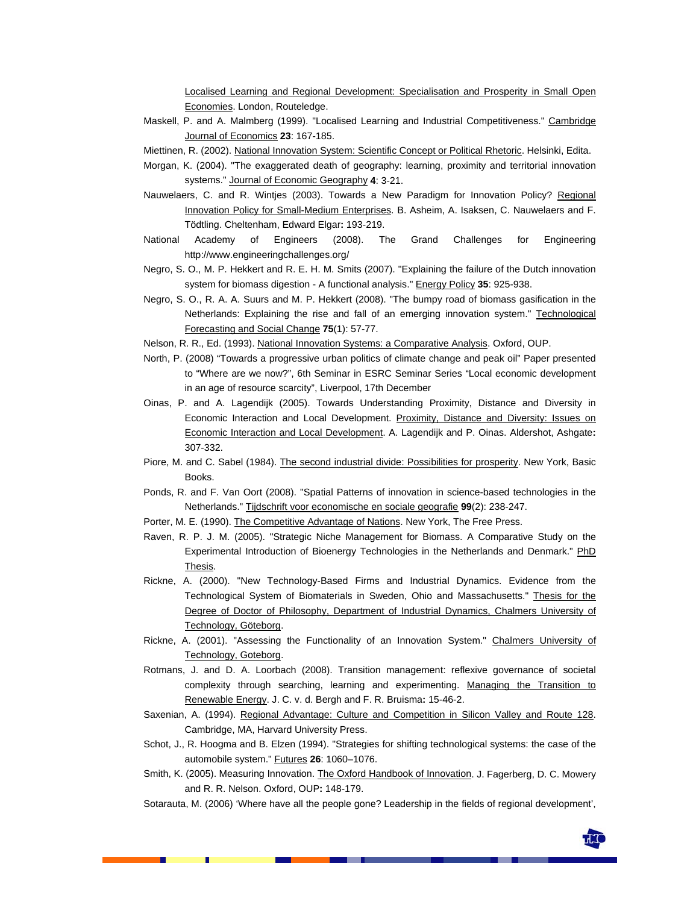Localised Learning and Regional Development: Specialisation and Prosperity in Small Open Economies. London, Routeledge.

Maskell, P. and A. Malmberg (1999). "Localised Learning and Industrial Competitiveness." Cambridge Journal of Economics **23**: 167-185.

Miettinen, R. (2002). National Innovation System: Scientific Concept or Political Rhetoric. Helsinki, Edita.

Morgan, K. (2004). "The exaggerated death of geography: learning, proximity and territorial innovation systems." Journal of Economic Geography **4**: 3-21.

Nauwelaers, C. and R. Wintjes (2003). Towards a New Paradigm for Innovation Policy? Regional Innovation Policy for Small-Medium Enterprises. B. Asheim, A. Isaksen, C. Nauwelaers and F. Tödtling. Cheltenham, Edward Elgar**:** 193-219.

National Academy of Engineers (2008). The Grand Challenges for Engineering http://www.engineeringchallenges.org/

Negro, S. O., M. P. Hekkert and R. E. H. M. Smits (2007). "Explaining the failure of the Dutch innovation system for biomass digestion - A functional analysis." Energy Policy **35**: 925-938.

Negro, S. O., R. A. A. Suurs and M. P. Hekkert (2008). "The bumpy road of biomass gasification in the Netherlands: Explaining the rise and fall of an emerging innovation system." Technological Forecasting and Social Change **75**(1): 57-77.

Nelson, R. R., Ed. (1993). National Innovation Systems: a Comparative Analysis. Oxford, OUP.

North, P. (2008) "Towards a progressive urban politics of climate change and peak oil" Paper presented to "Where are we now?", 6th Seminar in ESRC Seminar Series "Local economic development in an age of resource scarcity", Liverpool, 17th December

Oinas, P. and A. Lagendijk (2005). Towards Understanding Proximity, Distance and Diversity in Economic Interaction and Local Development. Proximity, Distance and Diversity: Issues on Economic Interaction and Local Development. A. Lagendijk and P. Oinas. Aldershot, Ashgate**:** 307-332.

Piore, M. and C. Sabel (1984). The second industrial divide: Possibilities for prosperity. New York, Basic Books.

Ponds, R. and F. Van Oort (2008). "Spatial Patterns of innovation in science-based technologies in the Netherlands." Tijdschrift voor economische en sociale geografie **99**(2): 238-247.

Porter, M. E. (1990). The Competitive Advantage of Nations. New York, The Free Press.

Raven, R. P. J. M. (2005). "Strategic Niche Management for Biomass. A Comparative Study on the Experimental Introduction of Bioenergy Technologies in the Netherlands and Denmark." PhD Thesis.

Rickne, A. (2000). "New Technology-Based Firms and Industrial Dynamics. Evidence from the Technological System of Biomaterials in Sweden, Ohio and Massachusetts." Thesis for the Degree of Doctor of Philosophy, Department of Industrial Dynamics, Chalmers University of Technology, Göteborg.

Rickne, A. (2001). "Assessing the Functionality of an Innovation System." Chalmers University of Technology, Goteborg.

Rotmans, J. and D. A. Loorbach (2008). Transition management: reflexive governance of societal complexity through searching, learning and experimenting. Managing the Transition to Renewable Energy. J. C. v. d. Bergh and F. R. Bruisma**:** 15-46-2.

Saxenian, A. (1994). Regional Advantage: Culture and Competition in Silicon Valley and Route 128. Cambridge, MA, Harvard University Press.

Schot, J., R. Hoogma and B. Elzen (1994). "Strategies for shifting technological systems: the case of the automobile system." Futures **26**: 1060–1076.

Smith, K. (2005). Measuring Innovation. The Oxford Handbook of Innovation. J. Fagerberg, D. C. Mowery and R. R. Nelson. Oxford, OUP**:** 148-179.

Sotarauta, M. (2006) 'Where have all the people gone? Leadership in the fields of regional development',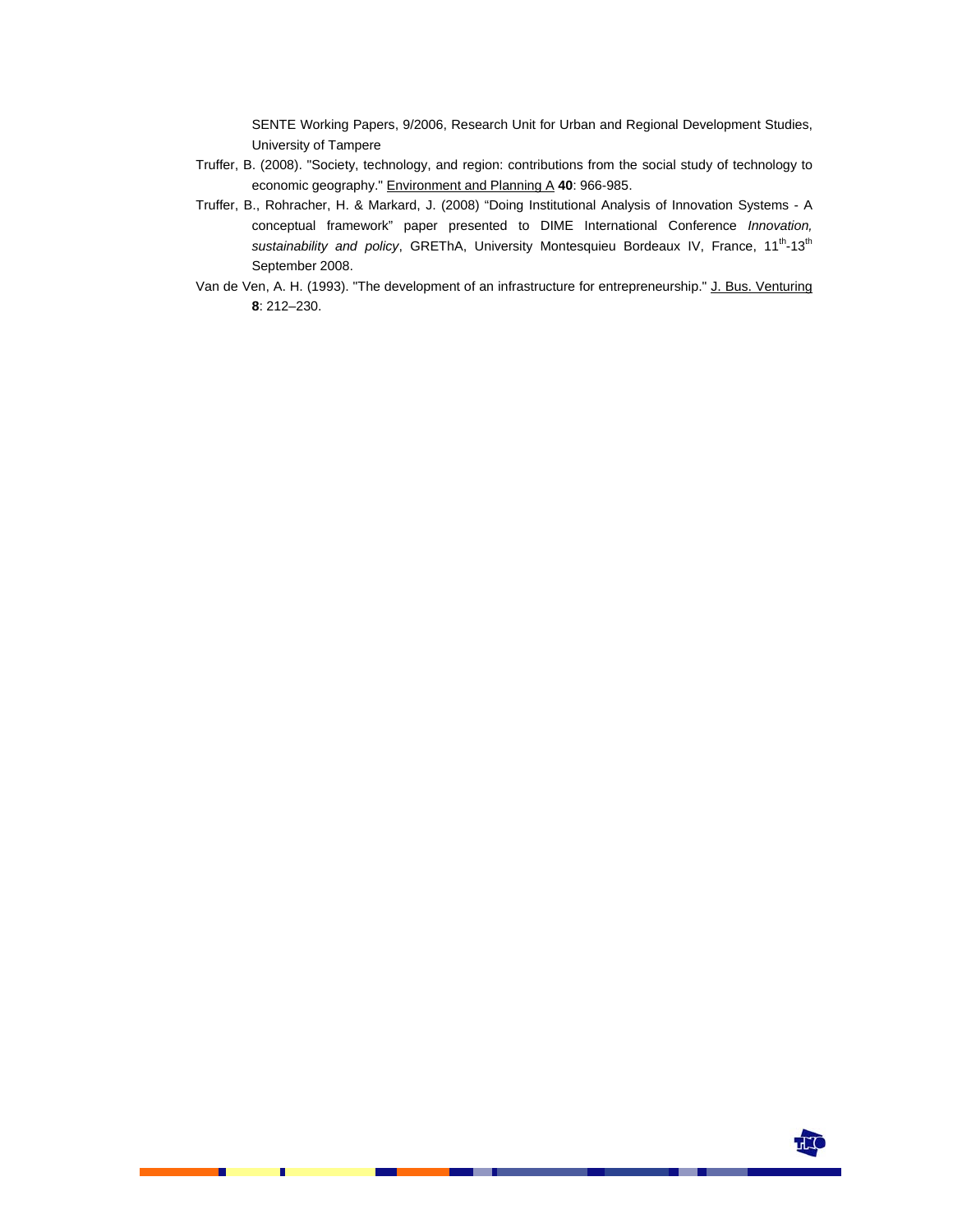SENTE Working Papers, 9/2006, Research Unit for Urban and Regional Development Studies, University of Tampere

Truffer, B. (2008). "Society, technology, and region: contributions from the social study of technology to economic geography." Environment and Planning A **40**: 966-985.

Truffer, B., Rohracher, H. & Markard, J. (2008) "Doing Institutional Analysis of Innovation Systems - A conceptual framework" paper presented to DIME International Conference *Innovation, sustainability and policy*, GREThA, University Montesquieu Bordeaux IV, France, 11th-13th September 2008.

Van de Ven, A. H. (1993). "The development of an infrastructure for entrepreneurship." J. Bus. Venturing **8**: 212–230.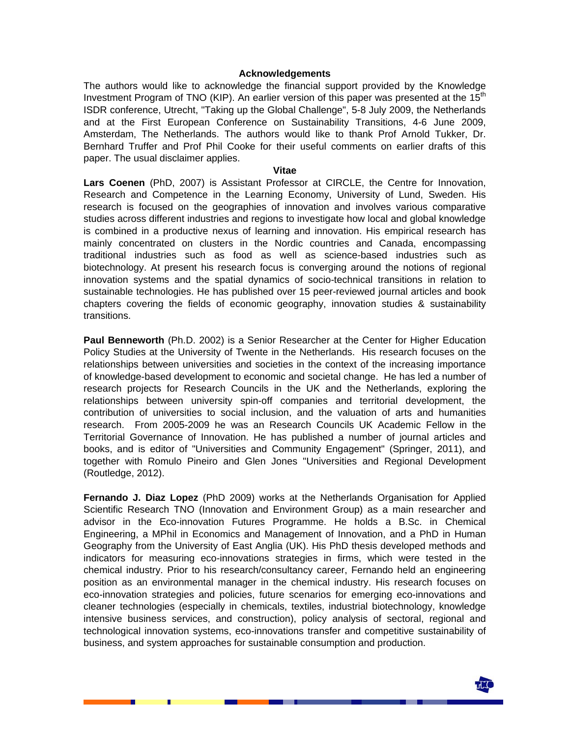## Acknowledgements

The authors would like to acknowledge the financial support provided by the Knowledge Investment Program of TNO (KIP). An earlier version of this paper was presented at the 15th ISDR conference, Utrecht, "Taking up the Global Challenge", 5-8 July 2009, the Netherlands and at the First European Conference on Sustainability Transitions, 4-6 June 2009, Amsterdam, The Netherlands. The authors would like to thank Prof Arnold Tukker, Dr. Bernhard Truffer and Prof Phil Cooke for their useful comments on earlier drafts of this paper. The usual disclaimer applies.

## Vitae

**Lars Coenen** (PhD, 2007) is Assistant Professor at CIRCLE, the Centre for Innovation, Research and Competence in the Learning Economy, University of Lund, Sweden. His research is focused on the geographies of innovation and involves various comparative studies across different industries and regions to investigate how local and global knowledge is combined in a productive nexus of learning and innovation. His empirical research has mainly concentrated on clusters in the Nordic countries and Canada, encompassing traditional industries such as food as well as science-based industries such as biotechnology. At present his research focus is converging around the notions of regional innovation systems and the spatial dynamics of socio-technical transitions in relation to sustainable technologies. He has published over 15 peer-reviewed journal articles and book chapters covering the fields of economic geography, innovation studies & sustainability transitions.

**Paul Benneworth** (Ph.D. 2002) is a Senior Researcher at the Center for Higher Education Policy Studies at the University of Twente in the Netherlands. His research focuses on the relationships between universities and societies in the context of the increasing importance of knowledge-based development to economic and societal change. He has led a number of research projects for Research Councils in the UK and the Netherlands, exploring the relationships between university spin-off companies and territorial development, the contribution of universities to social inclusion, and the valuation of arts and humanities research. From 2005-2009 he was an Research Councils UK Academic Fellow in the Territorial Governance of Innovation. He has published a number of journal articles and books, and is editor of "Universities and Community Engagement" (Springer, 2011), and together with Romulo Pineiro and Glen Jones "Universities and Regional Development (Routledge, 2012).

**Fernando J. Diaz Lopez** (PhD 2009) works at the Netherlands Organisation for Applied Scientific Research TNO (Innovation and Environment Group) as a main researcher and advisor in the Eco-innovation Futures Programme. He holds a B.Sc. in Chemical Engineering, a MPhil in Economics and Management of Innovation, and a PhD in Human Geography from the University of East Anglia (UK). His PhD thesis developed methods and indicators for measuring eco-innovations strategies in firms, which were tested in the chemical industry. Prior to his research/consultancy career, Fernando held an engineering position as an environmental manager in the chemical industry. His research focuses on eco-innovation strategies and policies, future scenarios for emerging eco-innovations and cleaner technologies (especially in chemicals, textiles, industrial biotechnology, knowledge intensive business services, and construction), policy analysis of sectoral, regional and technological innovation systems, eco-innovations transfer and competitive sustainability of business, and system approaches for sustainable consumption and production.